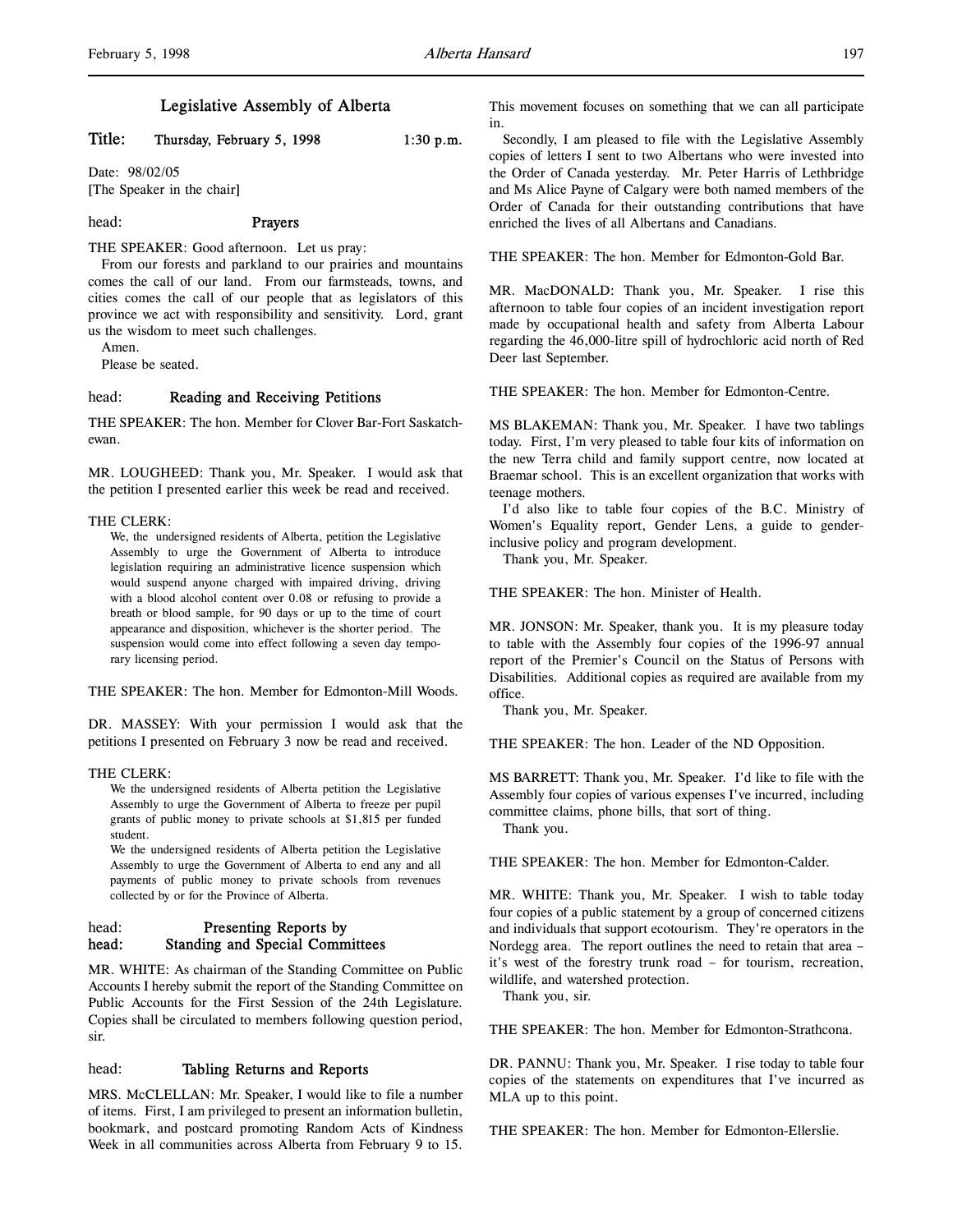# Legislative Assembly of Alberta

**Title: Thursday, February 5, 1998 1:30 p.m.**

Date: 98/02/05
[The Speaker in the chair]

head: **Prayers**

THE SPEAKER: Good afternoon. Let us pray:

From our forests and parkland to our prairies and mountains comes the call of our land. From our farmsteads, towns, and cities comes the call of our people that as legislators of this province we act with responsibility and sensitivity. Lord, grant us the wisdom to meet such challenges.

Amen.

Please be seated.

head: **Reading and Receiving Petitions**

THE SPEAKER: The hon. Member for Clover Bar-Fort Saskatchewan.

MR. LOUGHEED: Thank you, Mr. Speaker. I would ask that the petition I presented earlier this week be read and received.

THE CLERK:

> We, the undersigned residents of Alberta, petition the Legislative Assembly to urge the Government of Alberta to introduce legislation requiring an administrative licence suspension which would suspend anyone charged with impaired driving, driving with a blood alcohol content over 0.08 or refusing to provide a breath or blood sample, for 90 days or up to the time of court appearance and disposition, whichever is the shorter period. The suspension would come into effect following a seven day temporary licensing period.

THE SPEAKER: The hon. Member for Edmonton-Mill Woods.

DR. MASSEY: With your permission I would ask that the petitions I presented on February 3 now be read and received.

THE CLERK:

> We the undersigned residents of Alberta petition the Legislative Assembly to urge the Government of Alberta to freeze per pupil grants of public money to private schools at $1,815 per funded student.
>
> We the undersigned residents of Alberta petition the Legislative Assembly to urge the Government of Alberta to end any and all payments of public money to private schools from revenues collected by or for the Province of Alberta.

head: **Presenting Reports by**
head: **Standing and Special Committees**

MR. WHITE: As chairman of the Standing Committee on Public Accounts I hereby submit the report of the Standing Committee on Public Accounts for the First Session of the 24th Legislature. Copies shall be circulated to members following question period, sir.

head: **Tabling Returns and Reports**

MRS. McCLELLAN: Mr. Speaker, I would like to file a number of items. First, I am privileged to present an information bulletin, bookmark, and postcard promoting Random Acts of Kindness Week in all communities across Alberta from February 9 to 15. This movement focuses on something that we can all participate in.

Secondly, I am pleased to file with the Legislative Assembly copies of letters I sent to two Albertans who were invested into the Order of Canada yesterday. Mr. Peter Harris of Lethbridge and Ms Alice Payne of Calgary were both named members of the Order of Canada for their outstanding contributions that have enriched the lives of all Albertans and Canadians.

THE SPEAKER: The hon. Member for Edmonton-Gold Bar.

MR. MacDONALD: Thank you, Mr. Speaker. I rise this afternoon to table four copies of an incident investigation report made by occupational health and safety from Alberta Labour regarding the 46,000-litre spill of hydrochloric acid north of Red Deer last September.

THE SPEAKER: The hon. Member for Edmonton-Centre.

MS BLAKEMAN: Thank you, Mr. Speaker. I have two tablings today. First, I'm very pleased to table four kits of information on the new Terra child and family support centre, now located at Braemar school. This is an excellent organization that works with teenage mothers.

I'd also like to table four copies of the B.C. Ministry of Women's Equality report, Gender Lens, a guide to gender-inclusive policy and program development.

Thank you, Mr. Speaker.

THE SPEAKER: The hon. Minister of Health.

MR. JONSON: Mr. Speaker, thank you. It is my pleasure today to table with the Assembly four copies of the 1996-97 annual report of the Premier's Council on the Status of Persons with Disabilities. Additional copies as required are available from my office.

Thank you, Mr. Speaker.

THE SPEAKER: The hon. Leader of the ND Opposition.

MS BARRETT: Thank you, Mr. Speaker. I'd like to file with the Assembly four copies of various expenses I've incurred, including committee claims, phone bills, that sort of thing.

Thank you.

THE SPEAKER: The hon. Member for Edmonton-Calder.

MR. WHITE: Thank you, Mr. Speaker. I wish to table today four copies of a public statement by a group of concerned citizens and individuals that support ecotourism. They're operators in the Nordegg area. The report outlines the need to retain that area – it's west of the forestry trunk road – for tourism, recreation, wildlife, and watershed protection.

Thank you, sir.

THE SPEAKER: The hon. Member for Edmonton-Strathcona.

DR. PANNU: Thank you, Mr. Speaker. I rise today to table four copies of the statements on expenditures that I've incurred as MLA up to this point.

THE SPEAKER: The hon. Member for Edmonton-Ellerslie.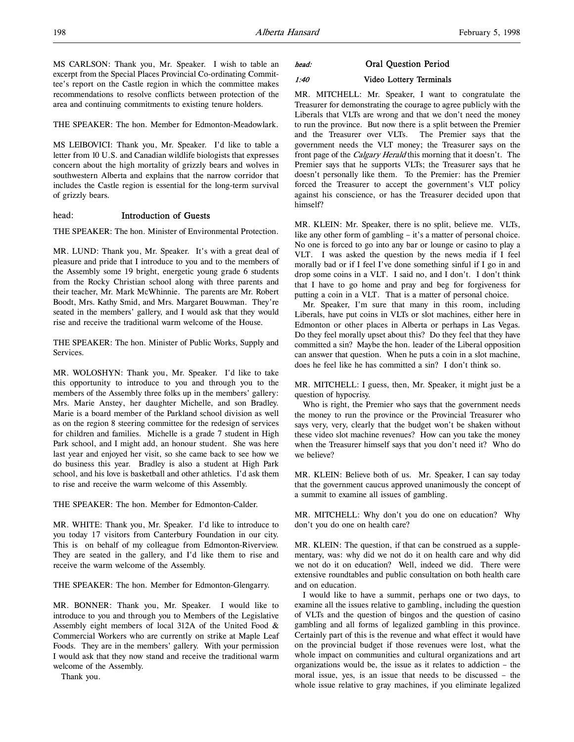MS CARLSON: Thank you, Mr. Speaker. I wish to table an excerpt from the Special Places Provincial Co-ordinating Committee's report on the Castle region in which the committee makes recommendations to resolve conflicts between protection of the area and continuing commitments to existing tenure holders.

THE SPEAKER: The hon. Member for Edmonton-Meadowlark.

MS LEIBOVICI: Thank you, Mr. Speaker. I'd like to table a letter from 10 U.S. and Canadian wildlife biologists that expresses concern about the high mortality of grizzly bears and wolves in southwestern Alberta and explains that the narrow corridor that includes the Castle region is essential for the long-term survival of grizzly bears.

## head: Introduction of Guests

THE SPEAKER: The hon. Minister of Environmental Protection.

MR. LUND: Thank you, Mr. Speaker. It's with a great deal of pleasure and pride that I introduce to you and to the members of the Assembly some 19 bright, energetic young grade 6 students from the Rocky Christian school along with three parents and their teacher, Mr. Mark McWhinnie. The parents are Mr. Robert Boodt, Mrs. Kathy Smid, and Mrs. Margaret Bouwman. They're seated in the members' gallery, and I would ask that they would rise and receive the traditional warm welcome of the House.

THE SPEAKER: The hon. Minister of Public Works, Supply and Services.

MR. WOLOSHYN: Thank you, Mr. Speaker. I'd like to take this opportunity to introduce to you and through you to the members of the Assembly three folks up in the members' gallery: Mrs. Marie Anstey, her daughter Michelle, and son Bradley. Marie is a board member of the Parkland school division as well as on the region 8 steering committee for the redesign of services for children and families. Michelle is a grade 7 student in High Park school, and I might add, an honour student. She was here last year and enjoyed her visit, so she came back to see how we do business this year. Bradley is also a student at High Park school, and his love is basketball and other athletics. I'd ask them to rise and receive the warm welcome of this Assembly.

THE SPEAKER: The hon. Member for Edmonton-Calder.

MR. WHITE: Thank you, Mr. Speaker. I'd like to introduce to you today 17 visitors from Canterbury Foundation in our city. This is on behalf of my colleague from Edmonton-Riverview. They are seated in the gallery, and I'd like them to rise and receive the warm welcome of the Assembly.

THE SPEAKER: The hon. Member for Edmonton-Glengarry.

MR. BONNER: Thank you, Mr. Speaker. I would like to introduce to you and through you to Members of the Legislative Assembly eight members of local 312A of the United Food & Commercial Workers who are currently on strike at Maple Leaf Foods. They are in the members' gallery. With your permission I would ask that they now stand and receive the traditional warm welcome of the Assembly.

Thank you.

## *head:* Oral Question Period

### *1:40* Video Lottery Terminals

MR. MITCHELL: Mr. Speaker, I want to congratulate the Treasurer for demonstrating the courage to agree publicly with the Liberals that VLTs are wrong and that we don't need the money to run the province. But now there is a split between the Premier and the Treasurer over VLTs. The Premier says that the government needs the VLT money; the Treasurer says on the front page of the *Calgary Herald* this morning that it doesn't. The Premier says that he supports VLTs; the Treasurer says that he doesn't personally like them. To the Premier: has the Premier forced the Treasurer to accept the government's VLT policy against his conscience, or has the Treasurer decided upon that himself?

MR. KLEIN: Mr. Speaker, there is no split, believe me. VLTs, like any other form of gambling – it's a matter of personal choice. No one is forced to go into any bar or lounge or casino to play a VLT. I was asked the question by the news media if I feel morally bad or if I feel I've done something sinful if I go in and drop some coins in a VLT. I said no, and I don't. I don't think that I have to go home and pray and beg for forgiveness for putting a coin in a VLT. That is a matter of personal choice.

Mr. Speaker, I'm sure that many in this room, including Liberals, have put coins in VLTs or slot machines, either here in Edmonton or other places in Alberta or perhaps in Las Vegas. Do they feel morally upset about this? Do they feel that they have committed a sin? Maybe the hon. leader of the Liberal opposition can answer that question. When he puts a coin in a slot machine, does he feel like he has committed a sin? I don't think so.

MR. MITCHELL: I guess, then, Mr. Speaker, it might just be a question of hypocrisy.

Who is right, the Premier who says that the government needs the money to run the province or the Provincial Treasurer who says very, very, clearly that the budget won't be shaken without these video slot machine revenues? How can you take the money when the Treasurer himself says that you don't need it? Who do we believe?

MR. KLEIN: Believe both of us. Mr. Speaker, I can say today that the government caucus approved unanimously the concept of a summit to examine all issues of gambling.

MR. MITCHELL: Why don't you do one on education? Why don't you do one on health care?

MR. KLEIN: The question, if that can be construed as a supplementary, was: why did we not do it on health care and why did we not do it on education? Well, indeed we did. There were extensive roundtables and public consultation on both health care and on education.

I would like to have a summit, perhaps one or two days, to examine all the issues relative to gambling, including the question of VLTs and the question of bingos and the question of casino gambling and all forms of legalized gambling in this province. Certainly part of this is the revenue and what effect it would have on the provincial budget if those revenues were lost, what the whole impact on communities and cultural organizations and art organizations would be, the issue as it relates to addiction – the moral issue, yes, is an issue that needs to be discussed – the whole issue relative to gray machines, if you eliminate legalized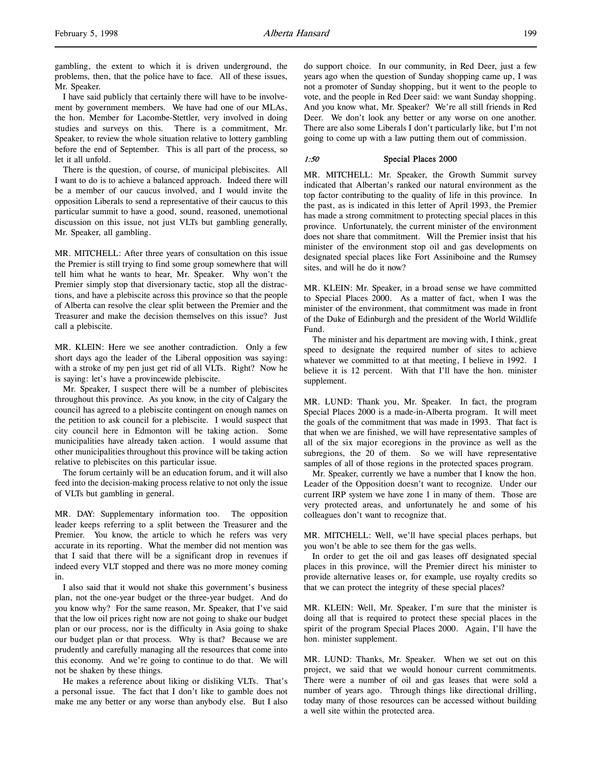gambling, the extent to which it is driven underground, the problems, then, that the police have to face. All of these issues, Mr. Speaker.

I have said publicly that certainly there will have to be involvement by government members. We have had one of our MLAs, the hon. Member for Lacombe-Stettler, very involved in doing studies and surveys on this. There is a commitment, Mr. Speaker, to review the whole situation relative to lottery gambling before the end of September. This is all part of the process, so let it all unfold.

There is the question, of course, of municipal plebiscites. All I want to do is to achieve a balanced approach. Indeed there will be a member of our caucus involved, and I would invite the opposition Liberals to send a representative of their caucus to this particular summit to have a good, sound, reasoned, unemotional discussion on this issue, not just VLTs but gambling generally, Mr. Speaker, all gambling.

MR. MITCHELL: After three years of consultation on this issue the Premier is still trying to find some group somewhere that will tell him what he wants to hear, Mr. Speaker. Why won't the Premier simply stop that diversionary tactic, stop all the distractions, and have a plebiscite across this province so that the people of Alberta can resolve the clear split between the Premier and the Treasurer and make the decision themselves on this issue? Just call a plebiscite.

MR. KLEIN: Here we see another contradiction. Only a few short days ago the leader of the Liberal opposition was saying: with a stroke of my pen just get rid of all VLTs. Right? Now he is saying: let's have a provincewide plebiscite.

Mr. Speaker, I suspect there will be a number of plebiscites throughout this province. As you know, in the city of Calgary the council has agreed to a plebiscite contingent on enough names on the petition to ask council for a plebiscite. I would suspect that city council here in Edmonton will be taking action. Some municipalities have already taken action. I would assume that other municipalities throughout this province will be taking action relative to plebiscites on this particular issue.

The forum certainly will be an education forum, and it will also feed into the decision-making process relative to not only the issue of VLTs but gambling in general.

MR. DAY: Supplementary information too. The opposition leader keeps referring to a split between the Treasurer and the Premier. You know, the article to which he refers was very accurate in its reporting. What the member did not mention was that I said that there will be a significant drop in revenues if indeed every VLT stopped and there was no more money coming in.

I also said that it would not shake this government's business plan, not the one-year budget or the three-year budget. And do you know why? For the same reason, Mr. Speaker, that I've said that the low oil prices right now are not going to shake our budget plan or our process, nor is the difficulty in Asia going to shake our budget plan or that process. Why is that? Because we are prudently and carefully managing all the resources that come into this economy. And we're going to continue to do that. We will not be shaken by these things.

He makes a reference about liking or disliking VLTs. That's a personal issue. The fact that I don't like to gamble does not make me any better or any worse than anybody else. But I also do support choice. In our community, in Red Deer, just a few years ago when the question of Sunday shopping came up, I was not a promoter of Sunday shopping, but it went to the people to vote, and the people in Red Deer said: we want Sunday shopping. And you know what, Mr. Speaker? We're all still friends in Red Deer. We don't look any better or any worse on one another. There are also some Liberals I don't particularly like, but I'm not going to come up with a law putting them out of commission.

### *1:50* Special Places 2000

MR. MITCHELL: Mr. Speaker, the Growth Summit survey indicated that Albertan's ranked our natural environment as the top factor contributing to the quality of life in this province. In the past, as is indicated in this letter of April 1993, the Premier has made a strong commitment to protecting special places in this province. Unfortunately, the current minister of the environment does not share that commitment. Will the Premier insist that his minister of the environment stop oil and gas developments on designated special places like Fort Assiniboine and the Rumsey sites, and will he do it now?

MR. KLEIN: Mr. Speaker, in a broad sense we have committed to Special Places 2000. As a matter of fact, when I was the minister of the environment, that commitment was made in front of the Duke of Edinburgh and the president of the World Wildlife Fund.

The minister and his department are moving with, I think, great speed to designate the required number of sites to achieve whatever we committed to at that meeting, I believe in 1992. I believe it is 12 percent. With that I'll have the hon. minister supplement.

MR. LUND: Thank you, Mr. Speaker. In fact, the program Special Places 2000 is a made-in-Alberta program. It will meet the goals of the commitment that was made in 1993. That fact is that when we are finished, we will have representative samples of all of the six major ecoregions in the province as well as the subregions, the 20 of them. So we will have representative samples of all of those regions in the protected spaces program.

Mr. Speaker, currently we have a number that I know the hon. Leader of the Opposition doesn't want to recognize. Under our current IRP system we have zone 1 in many of them. Those are very protected areas, and unfortunately he and some of his colleagues don't want to recognize that.

MR. MITCHELL: Well, we'll have special places perhaps, but you won't be able to see them for the gas wells.

In order to get the oil and gas leases off designated special places in this province, will the Premier direct his minister to provide alternative leases or, for example, use royalty credits so that we can protect the integrity of these special places?

MR. KLEIN: Well, Mr. Speaker, I'm sure that the minister is doing all that is required to protect these special places in the spirit of the program Special Places 2000. Again, I'll have the hon. minister supplement.

MR. LUND: Thanks, Mr. Speaker. When we set out on this project, we said that we would honour current commitments. There were a number of oil and gas leases that were sold a number of years ago. Through things like directional drilling, today many of those resources can be accessed without building a well site within the protected area.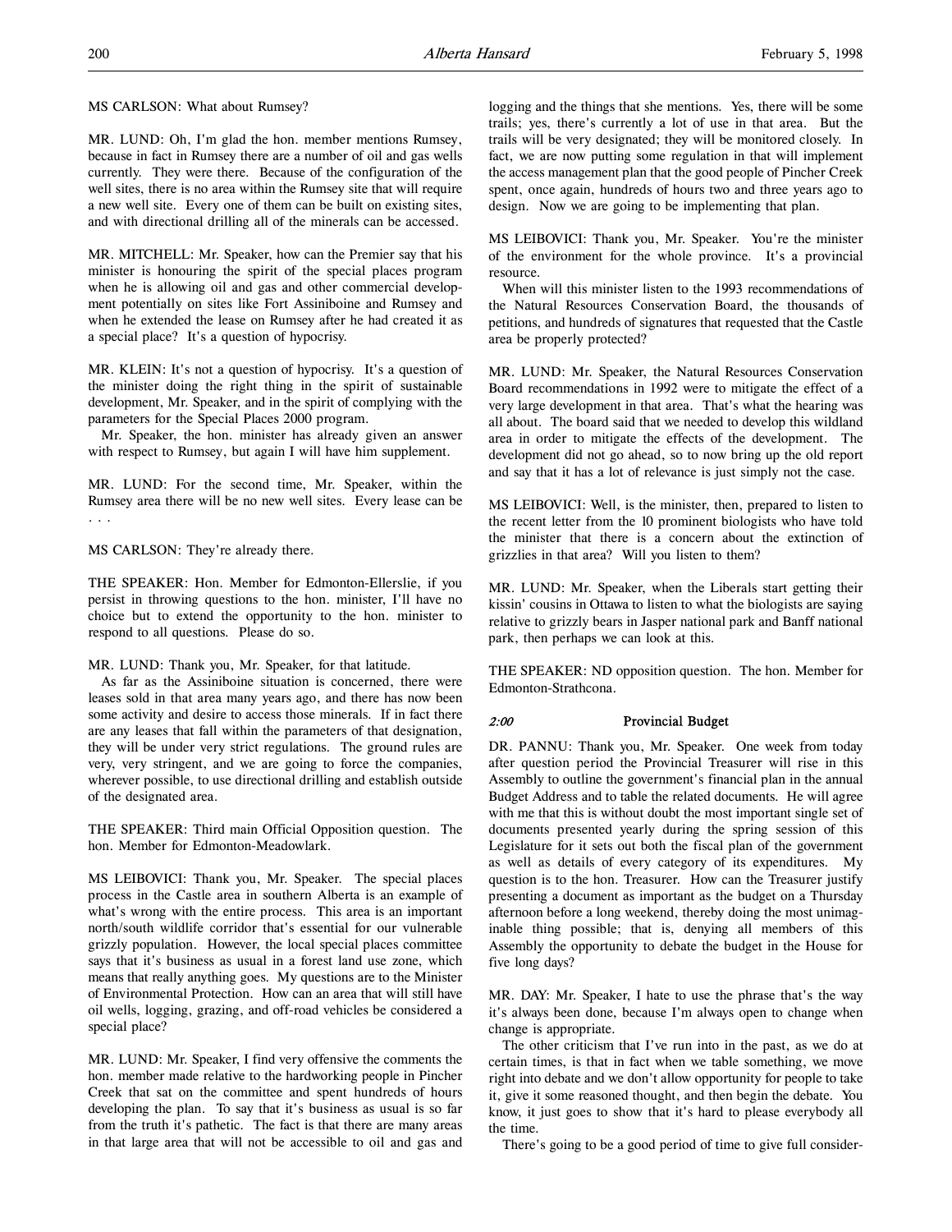MS CARLSON: What about Rumsey?

MR. LUND: Oh, I'm glad the hon. member mentions Rumsey, because in fact in Rumsey there are a number of oil and gas wells currently. They were there. Because of the configuration of the well sites, there is no area within the Rumsey site that will require a new well site. Every one of them can be built on existing sites, and with directional drilling all of the minerals can be accessed.

MR. MITCHELL: Mr. Speaker, how can the Premier say that his minister is honouring the spirit of the special places program when he is allowing oil and gas and other commercial development potentially on sites like Fort Assiniboine and Rumsey and when he extended the lease on Rumsey after he had created it as a special place? It's a question of hypocrisy.

MR. KLEIN: It's not a question of hypocrisy. It's a question of the minister doing the right thing in the spirit of sustainable development, Mr. Speaker, and in the spirit of complying with the parameters for the Special Places 2000 program.

Mr. Speaker, the hon. minister has already given an answer with respect to Rumsey, but again I will have him supplement.

MR. LUND: For the second time, Mr. Speaker, within the Rumsey area there will be no new well sites. Every lease can be . . .

MS CARLSON: They're already there.

THE SPEAKER: Hon. Member for Edmonton-Ellerslie, if you persist in throwing questions to the hon. minister, I'll have no choice but to extend the opportunity to the hon. minister to respond to all questions. Please do so.

MR. LUND: Thank you, Mr. Speaker, for that latitude.

As far as the Assiniboine situation is concerned, there were leases sold in that area many years ago, and there has now been some activity and desire to access those minerals. If in fact there are any leases that fall within the parameters of that designation, they will be under very strict regulations. The ground rules are very, very stringent, and we are going to force the companies, wherever possible, to use directional drilling and establish outside of the designated area.

THE SPEAKER: Third main Official Opposition question. The hon. Member for Edmonton-Meadowlark.

MS LEIBOVICI: Thank you, Mr. Speaker. The special places process in the Castle area in southern Alberta is an example of what's wrong with the entire process. This area is an important north/south wildlife corridor that's essential for our vulnerable grizzly population. However, the local special places committee says that it's business as usual in a forest land use zone, which means that really anything goes. My questions are to the Minister of Environmental Protection. How can an area that will still have oil wells, logging, grazing, and off-road vehicles be considered a special place?

MR. LUND: Mr. Speaker, I find very offensive the comments the hon. member made relative to the hardworking people in Pincher Creek that sat on the committee and spent hundreds of hours developing the plan. To say that it's business as usual is so far from the truth it's pathetic. The fact is that there are many areas in that large area that will not be accessible to oil and gas and logging and the things that she mentions. Yes, there will be some trails; yes, there's currently a lot of use in that area. But the trails will be very designated; they will be monitored closely. In fact, we are now putting some regulation in that will implement the access management plan that the good people of Pincher Creek spent, once again, hundreds of hours two and three years ago to design. Now we are going to be implementing that plan.

MS LEIBOVICI: Thank you, Mr. Speaker. You're the minister of the environment for the whole province. It's a provincial resource.

When will this minister listen to the 1993 recommendations of the Natural Resources Conservation Board, the thousands of petitions, and hundreds of signatures that requested that the Castle area be properly protected?

MR. LUND: Mr. Speaker, the Natural Resources Conservation Board recommendations in 1992 were to mitigate the effect of a very large development in that area. That's what the hearing was all about. The board said that we needed to develop this wildland area in order to mitigate the effects of the development. The development did not go ahead, so to now bring up the old report and say that it has a lot of relevance is just simply not the case.

MS LEIBOVICI: Well, is the minister, then, prepared to listen to the recent letter from the 10 prominent biologists who have told the minister that there is a concern about the extinction of grizzlies in that area? Will you listen to them?

MR. LUND: Mr. Speaker, when the Liberals start getting their kissin' cousins in Ottawa to listen to what the biologists are saying relative to grizzly bears in Jasper national park and Banff national park, then perhaps we can look at this.

THE SPEAKER: ND opposition question. The hon. Member for Edmonton-Strathcona.

### *2:00* Provincial Budget

DR. PANNU: Thank you, Mr. Speaker. One week from today after question period the Provincial Treasurer will rise in this Assembly to outline the government's financial plan in the annual Budget Address and to table the related documents. He will agree with me that this is without doubt the most important single set of documents presented yearly during the spring session of this Legislature for it sets out both the fiscal plan of the government as well as details of every category of its expenditures. My question is to the hon. Treasurer. How can the Treasurer justify presenting a document as important as the budget on a Thursday afternoon before a long weekend, thereby doing the most unimaginable thing possible; that is, denying all members of this Assembly the opportunity to debate the budget in the House for five long days?

MR. DAY: Mr. Speaker, I hate to use the phrase that's the way it's always been done, because I'm always open to change when change is appropriate.

The other criticism that I've run into in the past, as we do at certain times, is that in fact when we table something, we move right into debate and we don't allow opportunity for people to take it, give it some reasoned thought, and then begin the debate. You know, it just goes to show that it's hard to please everybody all the time.

There's going to be a good period of time to give full consider-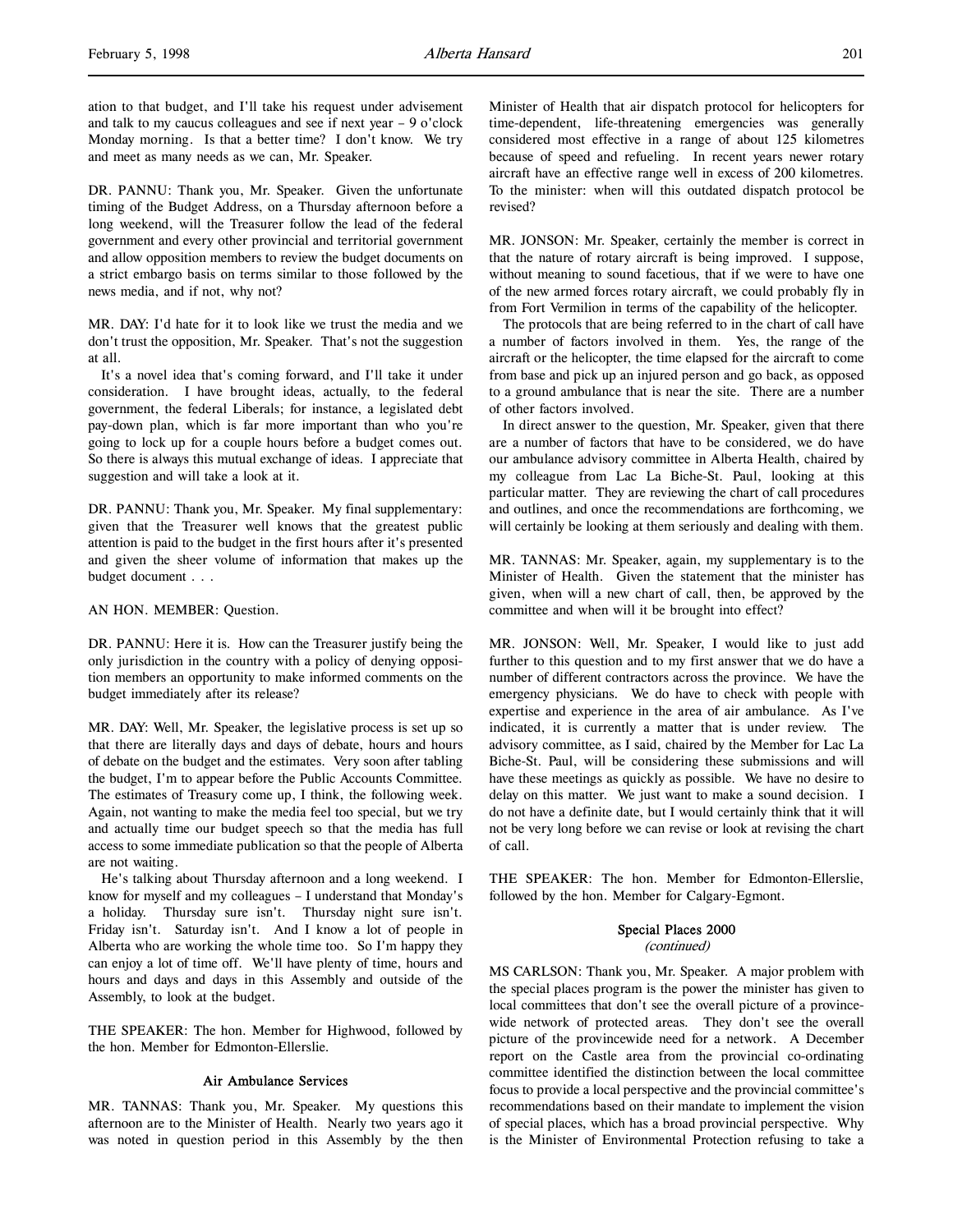ation to that budget, and I'll take his request under advisement and talk to my caucus colleagues and see if next year – 9 o'clock Monday morning. Is that a better time? I don't know. We try and meet as many needs as we can, Mr. Speaker.

DR. PANNU: Thank you, Mr. Speaker. Given the unfortunate timing of the Budget Address, on a Thursday afternoon before a long weekend, will the Treasurer follow the lead of the federal government and every other provincial and territorial government and allow opposition members to review the budget documents on a strict embargo basis on terms similar to those followed by the news media, and if not, why not?

MR. DAY: I'd hate for it to look like we trust the media and we don't trust the opposition, Mr. Speaker. That's not the suggestion at all.

It's a novel idea that's coming forward, and I'll take it under consideration. I have brought ideas, actually, to the federal government, the federal Liberals; for instance, a legislated debt pay-down plan, which is far more important than who you're going to lock up for a couple hours before a budget comes out. So there is always this mutual exchange of ideas. I appreciate that suggestion and will take a look at it.

DR. PANNU: Thank you, Mr. Speaker. My final supplementary: given that the Treasurer well knows that the greatest public attention is paid to the budget in the first hours after it's presented and given the sheer volume of information that makes up the budget document . . .

AN HON. MEMBER: Question.

DR. PANNU: Here it is. How can the Treasurer justify being the only jurisdiction in the country with a policy of denying opposition members an opportunity to make informed comments on the budget immediately after its release?

MR. DAY: Well, Mr. Speaker, the legislative process is set up so that there are literally days and days of debate, hours and hours of debate on the budget and the estimates. Very soon after tabling the budget, I'm to appear before the Public Accounts Committee. The estimates of Treasury come up, I think, the following week. Again, not wanting to make the media feel too special, but we try and actually time our budget speech so that the media has full access to some immediate publication so that the people of Alberta are not waiting.

He's talking about Thursday afternoon and a long weekend. I know for myself and my colleagues – I understand that Monday's a holiday. Thursday sure isn't. Thursday night sure isn't. Friday isn't. Saturday isn't. And I know a lot of people in Alberta who are working the whole time too. So I'm happy they can enjoy a lot of time off. We'll have plenty of time, hours and hours and days and days in this Assembly and outside of the Assembly, to look at the budget.

THE SPEAKER: The hon. Member for Highwood, followed by the hon. Member for Edmonton-Ellerslie.

### Air Ambulance Services

MR. TANNAS: Thank you, Mr. Speaker. My questions this afternoon are to the Minister of Health. Nearly two years ago it was noted in question period in this Assembly by the then Minister of Health that air dispatch protocol for helicopters for time-dependent, life-threatening emergencies was generally considered most effective in a range of about 125 kilometres because of speed and refueling. In recent years newer rotary aircraft have an effective range well in excess of 200 kilometres. To the minister: when will this outdated dispatch protocol be revised?

MR. JONSON: Mr. Speaker, certainly the member is correct in that the nature of rotary aircraft is being improved. I suppose, without meaning to sound facetious, that if we were to have one of the new armed forces rotary aircraft, we could probably fly in from Fort Vermilion in terms of the capability of the helicopter.

The protocols that are being referred to in the chart of call have a number of factors involved in them. Yes, the range of the aircraft or the helicopter, the time elapsed for the aircraft to come from base and pick up an injured person and go back, as opposed to a ground ambulance that is near the site. There are a number of other factors involved.

In direct answer to the question, Mr. Speaker, given that there are a number of factors that have to be considered, we do have our ambulance advisory committee in Alberta Health, chaired by my colleague from Lac La Biche-St. Paul, looking at this particular matter. They are reviewing the chart of call procedures and outlines, and once the recommendations are forthcoming, we will certainly be looking at them seriously and dealing with them.

MR. TANNAS: Mr. Speaker, again, my supplementary is to the Minister of Health. Given the statement that the minister has given, when will a new chart of call, then, be approved by the committee and when will it be brought into effect?

MR. JONSON: Well, Mr. Speaker, I would like to just add further to this question and to my first answer that we do have a number of different contractors across the province. We have the emergency physicians. We do have to check with people with expertise and experience in the area of air ambulance. As I've indicated, it is currently a matter that is under review. The advisory committee, as I said, chaired by the Member for Lac La Biche-St. Paul, will be considering these submissions and will have these meetings as quickly as possible. We have no desire to delay on this matter. We just want to make a sound decision. I do not have a definite date, but I would certainly think that it will not be very long before we can revise or look at revising the chart of call.

THE SPEAKER: The hon. Member for Edmonton-Ellerslie, followed by the hon. Member for Calgary-Egmont.

### Special Places 2000
*(continued)*

MS CARLSON: Thank you, Mr. Speaker. A major problem with the special places program is the power the minister has given to local committees that don't see the overall picture of a provincewide network of protected areas. They don't see the overall picture of the provincewide need for a network. A December report on the Castle area from the provincial co-ordinating committee identified the distinction between the local committee focus to provide a local perspective and the provincial committee's recommendations based on their mandate to implement the vision of special places, which has a broad provincial perspective. Why is the Minister of Environmental Protection refusing to take a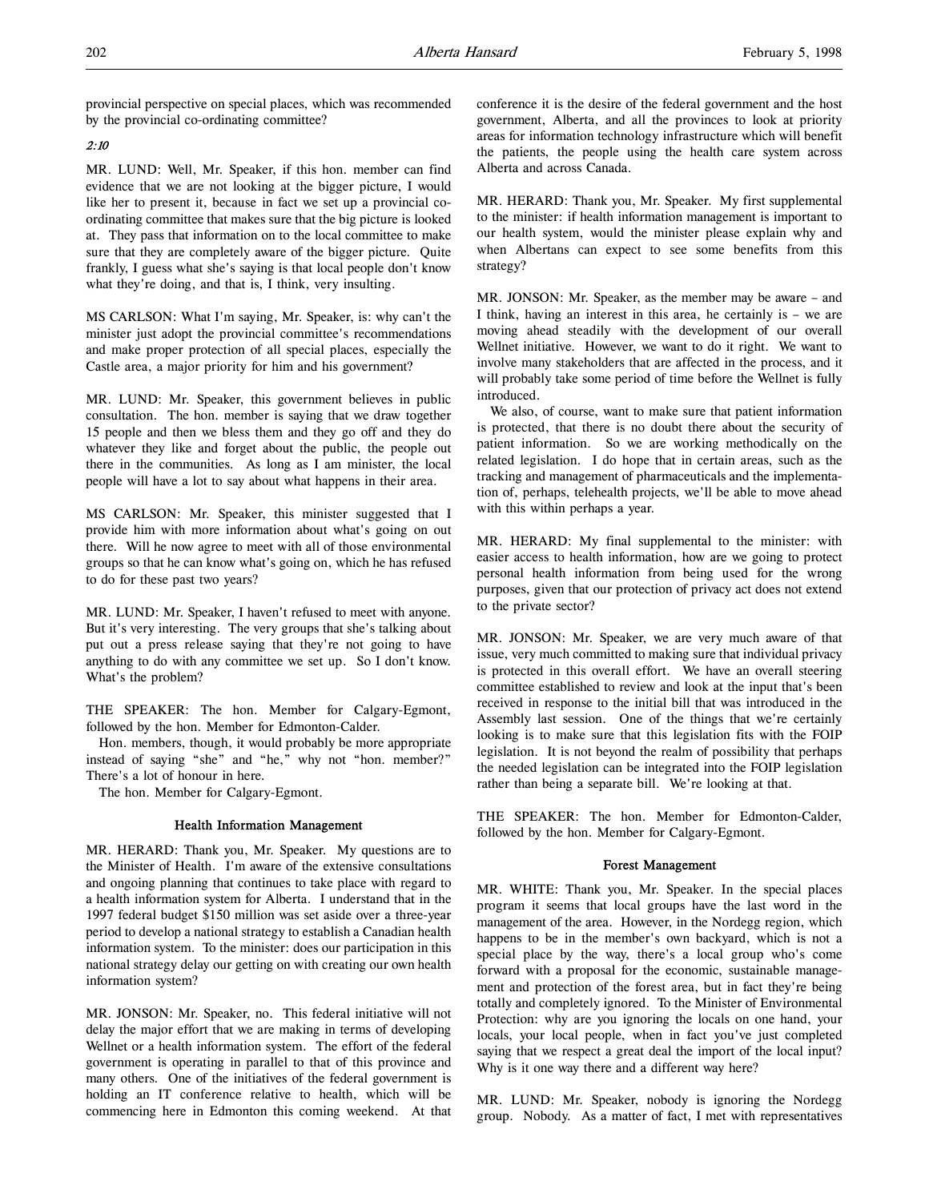provincial perspective on special places, which was recommended by the provincial co-ordinating committee?

*2:10*

MR. LUND: Well, Mr. Speaker, if this hon. member can find evidence that we are not looking at the bigger picture, I would like her to present it, because in fact we set up a provincial co-ordinating committee that makes sure that the big picture is looked at. They pass that information on to the local committee to make sure that they are completely aware of the bigger picture. Quite frankly, I guess what she's saying is that local people don't know what they're doing, and that is, I think, very insulting.

MS CARLSON: What I'm saying, Mr. Speaker, is: why can't the minister just adopt the provincial committee's recommendations and make proper protection of all special places, especially the Castle area, a major priority for him and his government?

MR. LUND: Mr. Speaker, this government believes in public consultation. The hon. member is saying that we draw together 15 people and then we bless them and they go off and they do whatever they like and forget about the public, the people out there in the communities. As long as I am minister, the local people will have a lot to say about what happens in their area.

MS CARLSON: Mr. Speaker, this minister suggested that I provide him with more information about what's going on out there. Will he now agree to meet with all of those environmental groups so that he can know what's going on, which he has refused to do for these past two years?

MR. LUND: Mr. Speaker, I haven't refused to meet with anyone. But it's very interesting. The very groups that she's talking about put out a press release saying that they're not going to have anything to do with any committee we set up. So I don't know. What's the problem?

THE SPEAKER: The hon. Member for Calgary-Egmont, followed by the hon. Member for Edmonton-Calder.

Hon. members, though, it would probably be more appropriate instead of saying "she" and "he," why not "hon. member?" There's a lot of honour in here.

The hon. Member for Calgary-Egmont.

### Health Information Management

MR. HERARD: Thank you, Mr. Speaker. My questions are to the Minister of Health. I'm aware of the extensive consultations and ongoing planning that continues to take place with regard to a health information system for Alberta. I understand that in the 1997 federal budget $150 million was set aside over a three-year period to develop a national strategy to establish a Canadian health information system. To the minister: does our participation in this national strategy delay our getting on with creating our own health information system?

MR. JONSON: Mr. Speaker, no. This federal initiative will not delay the major effort that we are making in terms of developing Wellnet or a health information system. The effort of the federal government is operating in parallel to that of this province and many others. One of the initiatives of the federal government is holding an IT conference relative to health, which will be commencing here in Edmonton this coming weekend. At that conference it is the desire of the federal government and the host government, Alberta, and all the provinces to look at priority areas for information technology infrastructure which will benefit the patients, the people using the health care system across Alberta and across Canada.

MR. HERARD: Thank you, Mr. Speaker. My first supplemental to the minister: if health information management is important to our health system, would the minister please explain why and when Albertans can expect to see some benefits from this strategy?

MR. JONSON: Mr. Speaker, as the member may be aware – and I think, having an interest in this area, he certainly is – we are moving ahead steadily with the development of our overall Wellnet initiative. However, we want to do it right. We want to involve many stakeholders that are affected in the process, and it will probably take some period of time before the Wellnet is fully introduced.

We also, of course, want to make sure that patient information is protected, that there is no doubt there about the security of patient information. So we are working methodically on the related legislation. I do hope that in certain areas, such as the tracking and management of pharmaceuticals and the implementation of, perhaps, telehealth projects, we'll be able to move ahead with this within perhaps a year.

MR. HERARD: My final supplemental to the minister: with easier access to health information, how are we going to protect personal health information from being used for the wrong purposes, given that our protection of privacy act does not extend to the private sector?

MR. JONSON: Mr. Speaker, we are very much aware of that issue, very much committed to making sure that individual privacy is protected in this overall effort. We have an overall steering committee established to review and look at the input that's been received in response to the initial bill that was introduced in the Assembly last session. One of the things that we're certainly looking is to make sure that this legislation fits with the FOIP legislation. It is not beyond the realm of possibility that perhaps the needed legislation can be integrated into the FOIP legislation rather than being a separate bill. We're looking at that.

THE SPEAKER: The hon. Member for Edmonton-Calder, followed by the hon. Member for Calgary-Egmont.

### Forest Management

MR. WHITE: Thank you, Mr. Speaker. In the special places program it seems that local groups have the last word in the management of the area. However, in the Nordegg region, which happens to be in the member's own backyard, which is not a special place by the way, there's a local group who's come forward with a proposal for the economic, sustainable management and protection of the forest area, but in fact they're being totally and completely ignored. To the Minister of Environmental Protection: why are you ignoring the locals on one hand, your locals, your local people, when in fact you've just completed saying that we respect a great deal the import of the local input? Why is it one way there and a different way here?

MR. LUND: Mr. Speaker, nobody is ignoring the Nordegg group. Nobody. As a matter of fact, I met with representatives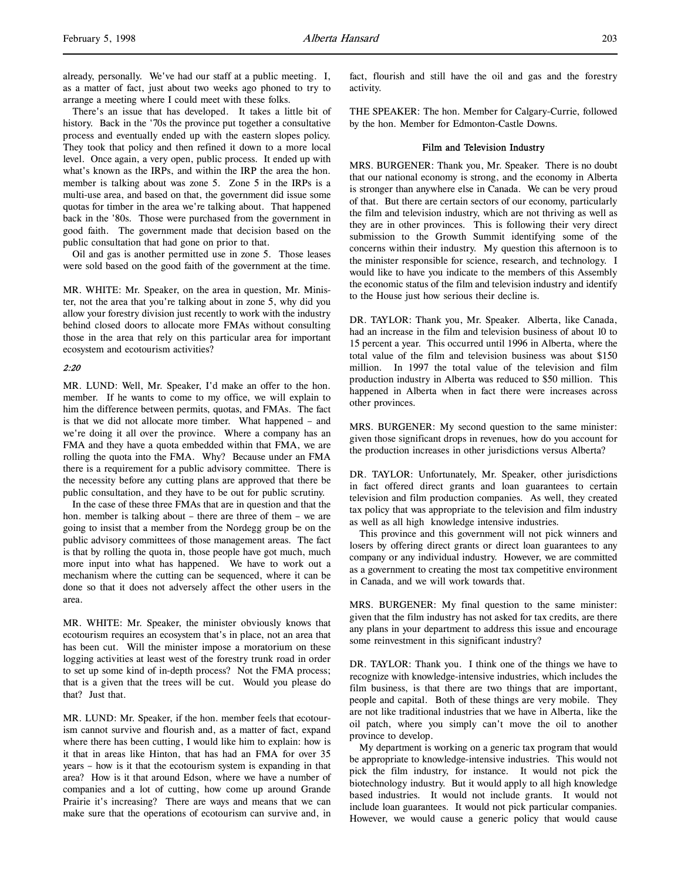already, personally. We've had our staff at a public meeting. I, as a matter of fact, just about two weeks ago phoned to try to arrange a meeting where I could meet with these folks.

There's an issue that has developed. It takes a little bit of history. Back in the '70s the province put together a consultative process and eventually ended up with the eastern slopes policy. They took that policy and then refined it down to a more local level. Once again, a very open, public process. It ended up with what's known as the IRPs, and within the IRP the area the hon. member is talking about was zone 5. Zone 5 in the IRPs is a multi-use area, and based on that, the government did issue some quotas for timber in the area we're talking about. That happened back in the '80s. Those were purchased from the government in good faith. The government made that decision based on the public consultation that had gone on prior to that.

Oil and gas is another permitted use in zone 5. Those leases were sold based on the good faith of the government at the time.

MR. WHITE: Mr. Speaker, on the area in question, Mr. Minister, not the area that you're talking about in zone 5, why did you allow your forestry division just recently to work with the industry behind closed doors to allocate more FMAs without consulting those in the area that rely on this particular area for important ecosystem and ecotourism activities?

*2:20*

MR. LUND: Well, Mr. Speaker, I'd make an offer to the hon. member. If he wants to come to my office, we will explain to him the difference between permits, quotas, and FMAs. The fact is that we did not allocate more timber. What happened – and we're doing it all over the province. Where a company has an FMA and they have a quota embedded within that FMA, we are rolling the quota into the FMA. Why? Because under an FMA there is a requirement for a public advisory committee. There is the necessity before any cutting plans are approved that there be public consultation, and they have to be out for public scrutiny.

In the case of these three FMAs that are in question and that the hon. member is talking about – there are three of them – we are going to insist that a member from the Nordegg group be on the public advisory committees of those management areas. The fact is that by rolling the quota in, those people have got much, much more input into what has happened. We have to work out a mechanism where the cutting can be sequenced, where it can be done so that it does not adversely affect the other users in the area.

MR. WHITE: Mr. Speaker, the minister obviously knows that ecotourism requires an ecosystem that's in place, not an area that has been cut. Will the minister impose a moratorium on these logging activities at least west of the forestry trunk road in order to set up some kind of in-depth process? Not the FMA process; that is a given that the trees will be cut. Would you please do that? Just that.

MR. LUND: Mr. Speaker, if the hon. member feels that ecotourism cannot survive and flourish and, as a matter of fact, expand where there has been cutting, I would like him to explain: how is it that in areas like Hinton, that has had an FMA for over 35 years – how is it that the ecotourism system is expanding in that area? How is it that around Edson, where we have a number of companies and a lot of cutting, how come up around Grande Prairie it's increasing? There are ways and means that we can make sure that the operations of ecotourism can survive and, in fact, flourish and still have the oil and gas and the forestry activity.

THE SPEAKER: The hon. Member for Calgary-Currie, followed by the hon. Member for Edmonton-Castle Downs.

## Film and Television Industry

MRS. BURGENER: Thank you, Mr. Speaker. There is no doubt that our national economy is strong, and the economy in Alberta is stronger than anywhere else in Canada. We can be very proud of that. But there are certain sectors of our economy, particularly the film and television industry, which are not thriving as well as they are in other provinces. This is following their very direct submission to the Growth Summit identifying some of the concerns within their industry. My question this afternoon is to the minister responsible for science, research, and technology. I would like to have you indicate to the members of this Assembly the economic status of the film and television industry and identify to the House just how serious their decline is.

DR. TAYLOR: Thank you, Mr. Speaker. Alberta, like Canada, had an increase in the film and television business of about 10 to 15 percent a year. This occurred until 1996 in Alberta, where the total value of the film and television business was about $150 million. In 1997 the total value of the television and film production industry in Alberta was reduced to $50 million. This happened in Alberta when in fact there were increases across other provinces.

MRS. BURGENER: My second question to the same minister: given those significant drops in revenues, how do you account for the production increases in other jurisdictions versus Alberta?

DR. TAYLOR: Unfortunately, Mr. Speaker, other jurisdictions in fact offered direct grants and loan guarantees to certain television and film production companies. As well, they created tax policy that was appropriate to the television and film industry as well as all high knowledge intensive industries.

This province and this government will not pick winners and losers by offering direct grants or direct loan guarantees to any company or any individual industry. However, we are committed as a government to creating the most tax competitive environment in Canada, and we will work towards that.

MRS. BURGENER: My final question to the same minister: given that the film industry has not asked for tax credits, are there any plans in your department to address this issue and encourage some reinvestment in this significant industry?

DR. TAYLOR: Thank you. I think one of the things we have to recognize with knowledge-intensive industries, which includes the film business, is that there are two things that are important, people and capital. Both of these things are very mobile. They are not like traditional industries that we have in Alberta, like the oil patch, where you simply can't move the oil to another province to develop.

My department is working on a generic tax program that would be appropriate to knowledge-intensive industries. This would not pick the film industry, for instance. It would not pick the biotechnology industry. But it would apply to all high knowledge based industries. It would not include grants. It would not include loan guarantees. It would not pick particular companies. However, we would cause a generic policy that would cause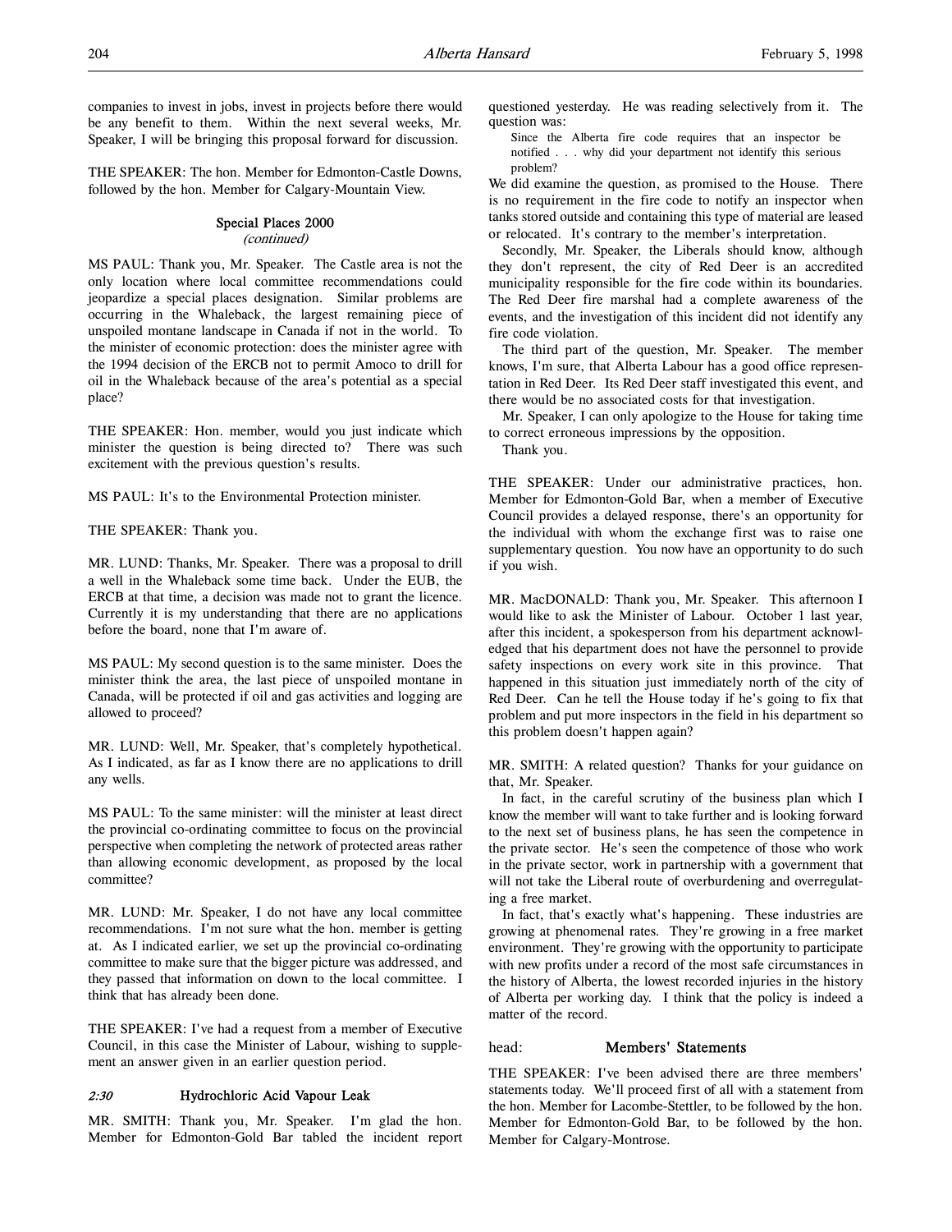companies to invest in jobs, invest in projects before there would be any benefit to them. Within the next several weeks, Mr. Speaker, I will be bringing this proposal forward for discussion.

THE SPEAKER: The hon. Member for Edmonton-Castle Downs, followed by the hon. Member for Calgary-Mountain View.

### Special Places 2000
*(continued)*

MS PAUL: Thank you, Mr. Speaker. The Castle area is not the only location where local committee recommendations could jeopardize a special places designation. Similar problems are occurring in the Whaleback, the largest remaining piece of unspoiled montane landscape in Canada if not in the world. To the minister of economic protection: does the minister agree with the 1994 decision of the ERCB not to permit Amoco to drill for oil in the Whaleback because of the area's potential as a special place?

THE SPEAKER: Hon. member, would you just indicate which minister the question is being directed to? There was such excitement with the previous question's results.

MS PAUL: It's to the Environmental Protection minister.

THE SPEAKER: Thank you.

MR. LUND: Thanks, Mr. Speaker. There was a proposal to drill a well in the Whaleback some time back. Under the EUB, the ERCB at that time, a decision was made not to grant the licence. Currently it is my understanding that there are no applications before the board, none that I'm aware of.

MS PAUL: My second question is to the same minister. Does the minister think the area, the last piece of unspoiled montane in Canada, will be protected if oil and gas activities and logging are allowed to proceed?

MR. LUND: Well, Mr. Speaker, that's completely hypothetical. As I indicated, as far as I know there are no applications to drill any wells.

MS PAUL: To the same minister: will the minister at least direct the provincial co-ordinating committee to focus on the provincial perspective when completing the network of protected areas rather than allowing economic development, as proposed by the local committee?

MR. LUND: Mr. Speaker, I do not have any local committee recommendations. I'm not sure what the hon. member is getting at. As I indicated earlier, we set up the provincial co-ordinating committee to make sure that the bigger picture was addressed, and they passed that information on down to the local committee. I think that has already been done.

THE SPEAKER: I've had a request from a member of Executive Council, in this case the Minister of Labour, wishing to supplement an answer given in an earlier question period.

### *2:30* Hydrochloric Acid Vapour Leak

MR. SMITH: Thank you, Mr. Speaker. I'm glad the hon. Member for Edmonton-Gold Bar tabled the incident report questioned yesterday. He was reading selectively from it. The question was:

> Since the Alberta fire code requires that an inspector be notified . . . why did your department not identify this serious problem?

We did examine the question, as promised to the House. There is no requirement in the fire code to notify an inspector when tanks stored outside and containing this type of material are leased or relocated. It's contrary to the member's interpretation.

Secondly, Mr. Speaker, the Liberals should know, although they don't represent, the city of Red Deer is an accredited municipality responsible for the fire code within its boundaries. The Red Deer fire marshal had a complete awareness of the events, and the investigation of this incident did not identify any fire code violation.

The third part of the question, Mr. Speaker. The member knows, I'm sure, that Alberta Labour has a good office representation in Red Deer. Its Red Deer staff investigated this event, and there would be no associated costs for that investigation.

Mr. Speaker, I can only apologize to the House for taking time to correct erroneous impressions by the opposition.

Thank you.

THE SPEAKER: Under our administrative practices, hon. Member for Edmonton-Gold Bar, when a member of Executive Council provides a delayed response, there's an opportunity for the individual with whom the exchange first was to raise one supplementary question. You now have an opportunity to do such if you wish.

MR. MacDONALD: Thank you, Mr. Speaker. This afternoon I would like to ask the Minister of Labour. October 1 last year, after this incident, a spokesperson from his department acknowledged that his department does not have the personnel to provide safety inspections on every work site in this province. That happened in this situation just immediately north of the city of Red Deer. Can he tell the House today if he's going to fix that problem and put more inspectors in the field in his department so this problem doesn't happen again?

MR. SMITH: A related question? Thanks for your guidance on that, Mr. Speaker.

In fact, in the careful scrutiny of the business plan which I know the member will want to take further and is looking forward to the next set of business plans, he has seen the competence in the private sector. He's seen the competence of those who work in the private sector, work in partnership with a government that will not take the Liberal route of overburdening and overregulating a free market.

In fact, that's exactly what's happening. These industries are growing at phenomenal rates. They're growing in a free market environment. They're growing with the opportunity to participate with new profits under a record of the most safe circumstances in the history of Alberta, the lowest recorded injuries in the history of Alberta per working day. I think that the policy is indeed a matter of the record.

## head: Members' Statements

THE SPEAKER: I've been advised there are three members' statements today. We'll proceed first of all with a statement from the hon. Member for Lacombe-Stettler, to be followed by the hon. Member for Edmonton-Gold Bar, to be followed by the hon. Member for Calgary-Montrose.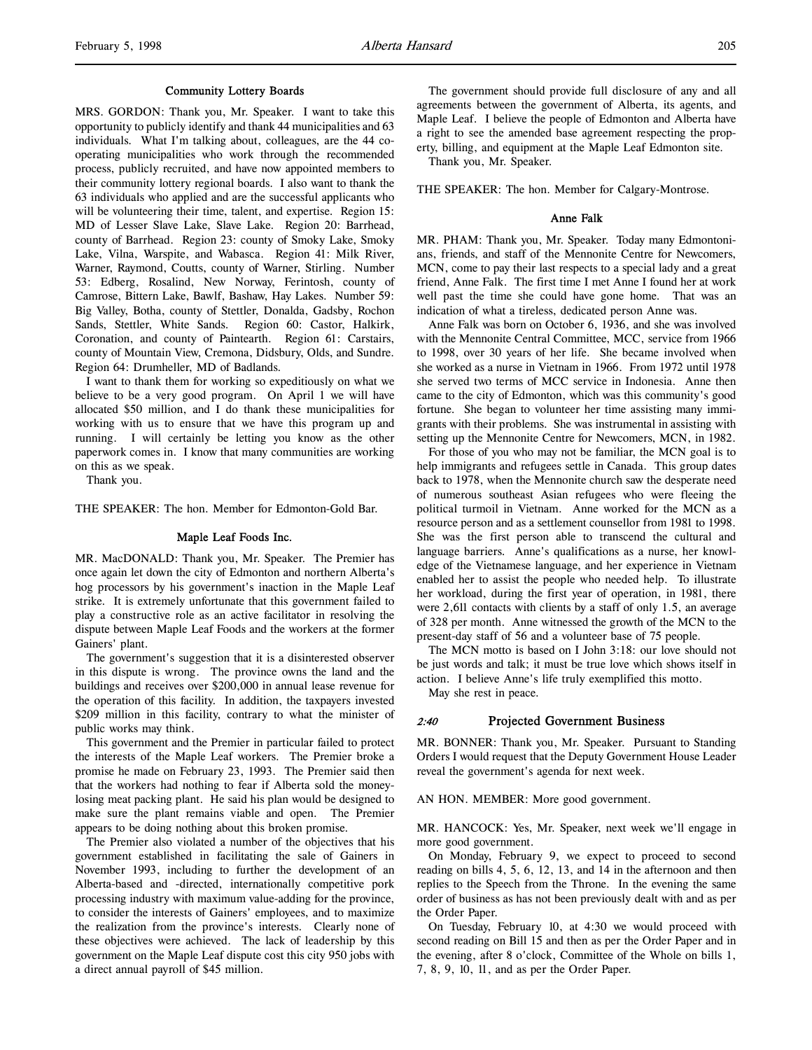### Community Lottery Boards

MRS. GORDON: Thank you, Mr. Speaker. I want to take this opportunity to publicly identify and thank 44 municipalities and 63 individuals. What I'm talking about, colleagues, are the 44 co-operating municipalities who work through the recommended process, publicly recruited, and have now appointed members to their community lottery regional boards. I also want to thank the 63 individuals who applied and are the successful applicants who will be volunteering their time, talent, and expertise. Region 15: MD of Lesser Slave Lake, Slave Lake. Region 20: Barrhead, county of Barrhead. Region 23: county of Smoky Lake, Smoky Lake, Vilna, Warspite, and Wabasca. Region 41: Milk River, Warner, Raymond, Coutts, county of Warner, Stirling. Number 53: Edberg, Rosalind, New Norway, Ferintosh, county of Camrose, Bittern Lake, Bawlf, Bashaw, Hay Lakes. Number 59: Big Valley, Botha, county of Stettler, Donalda, Gadsby, Rochon Sands, Stettler, White Sands. Region 60: Castor, Halkirk, Coronation, and county of Paintearth. Region 61: Carstairs, county of Mountain View, Cremona, Didsbury, Olds, and Sundre. Region 64: Drumheller, MD of Badlands.

I want to thank them for working so expeditiously on what we believe to be a very good program. On April 1 we will have allocated $50 million, and I do thank these municipalities for working with us to ensure that we have this program up and running. I will certainly be letting you know as the other paperwork comes in. I know that many communities are working on this as we speak.

Thank you.

THE SPEAKER: The hon. Member for Edmonton-Gold Bar.

### Maple Leaf Foods Inc.

MR. MacDONALD: Thank you, Mr. Speaker. The Premier has once again let down the city of Edmonton and northern Alberta's hog processors by his government's inaction in the Maple Leaf strike. It is extremely unfortunate that this government failed to play a constructive role as an active facilitator in resolving the dispute between Maple Leaf Foods and the workers at the former Gainers' plant.

The government's suggestion that it is a disinterested observer in this dispute is wrong. The province owns the land and the buildings and receives over $200,000 in annual lease revenue for the operation of this facility. In addition, the taxpayers invested $209 million in this facility, contrary to what the minister of public works may think.

This government and the Premier in particular failed to protect the interests of the Maple Leaf workers. The Premier broke a promise he made on February 23, 1993. The Premier said then that the workers had nothing to fear if Alberta sold the money-losing meat packing plant. He said his plan would be designed to make sure the plant remains viable and open. The Premier appears to be doing nothing about this broken promise.

The Premier also violated a number of the objectives that his government established in facilitating the sale of Gainers in November 1993, including to further the development of an Alberta-based and -directed, internationally competitive pork processing industry with maximum value-adding for the province, to consider the interests of Gainers' employees, and to maximize the realization from the province's interests. Clearly none of these objectives were achieved. The lack of leadership by this government on the Maple Leaf dispute cost this city 950 jobs with a direct annual payroll of $45 million.

The government should provide full disclosure of any and all agreements between the government of Alberta, its agents, and Maple Leaf. I believe the people of Edmonton and Alberta have a right to see the amended base agreement respecting the property, billing, and equipment at the Maple Leaf Edmonton site.

Thank you, Mr. Speaker.

THE SPEAKER: The hon. Member for Calgary-Montrose.

### Anne Falk

MR. PHAM: Thank you, Mr. Speaker. Today many Edmontonians, friends, and staff of the Mennonite Centre for Newcomers, MCN, come to pay their last respects to a special lady and a great friend, Anne Falk. The first time I met Anne I found her at work well past the time she could have gone home. That was an indication of what a tireless, dedicated person Anne was.

Anne Falk was born on October 6, 1936, and she was involved with the Mennonite Central Committee, MCC, service from 1966 to 1998, over 30 years of her life. She became involved when she worked as a nurse in Vietnam in 1966. From 1972 until 1978 she served two terms of MCC service in Indonesia. Anne then came to the city of Edmonton, which was this community's good fortune. She began to volunteer her time assisting many immigrants with their problems. She was instrumental in assisting with setting up the Mennonite Centre for Newcomers, MCN, in 1982.

For those of you who may not be familiar, the MCN goal is to help immigrants and refugees settle in Canada. This group dates back to 1978, when the Mennonite church saw the desperate need of numerous southeast Asian refugees who were fleeing the political turmoil in Vietnam. Anne worked for the MCN as a resource person and as a settlement counsellor from 1981 to 1998. She was the first person able to transcend the cultural and language barriers. Anne's qualifications as a nurse, her knowledge of the Vietnamese language, and her experience in Vietnam enabled her to assist the people who needed help. To illustrate her workload, during the first year of operation, in 1981, there were 2,611 contacts with clients by a staff of only 1.5, an average of 328 per month. Anne witnessed the growth of the MCN to the present-day staff of 56 and a volunteer base of 75 people.

The MCN motto is based on I John 3:18: our love should not be just words and talk; it must be true love which shows itself in action. I believe Anne's life truly exemplified this motto.

May she rest in peace.

### *2:40* Projected Government Business

MR. BONNER: Thank you, Mr. Speaker. Pursuant to Standing Orders I would request that the Deputy Government House Leader reveal the government's agenda for next week.

AN HON. MEMBER: More good government.

MR. HANCOCK: Yes, Mr. Speaker, next week we'll engage in more good government.

On Monday, February 9, we expect to proceed to second reading on bills 4, 5, 6, 12, 13, and 14 in the afternoon and then replies to the Speech from the Throne. In the evening the same order of business as has not been previously dealt with and as per the Order Paper.

On Tuesday, February 10, at 4:30 we would proceed with second reading on Bill 15 and then as per the Order Paper and in the evening, after 8 o'clock, Committee of the Whole on bills 1, 7, 8, 9, 10, 11, and as per the Order Paper.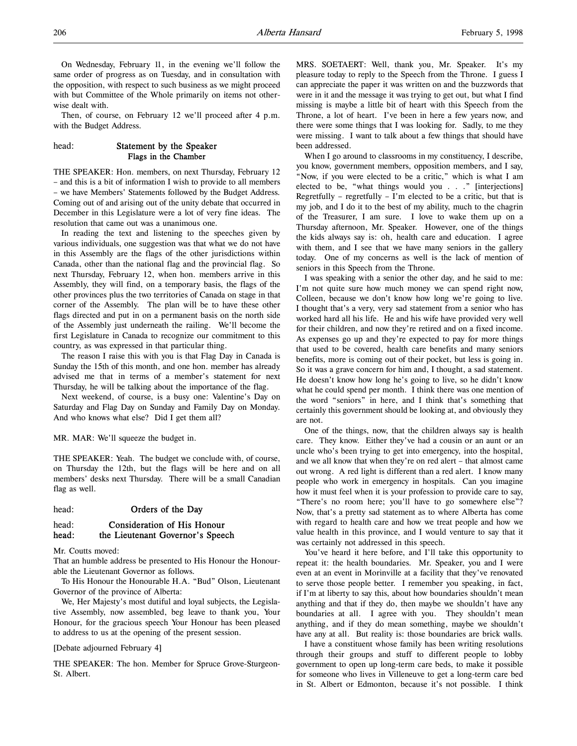On Wednesday, February 11, in the evening we'll follow the same order of progress as on Tuesday, and in consultation with the opposition, with respect to such business as we might proceed with but Committee of the Whole primarily on items not otherwise dealt with.

Then, of course, on February 12 we'll proceed after 4 p.m. with the Budget Address.

head: **Statement by the Speaker**
**Flags in the Chamber**

THE SPEAKER: Hon. members, on next Thursday, February 12 – and this is a bit of information I wish to provide to all members – we have Members' Statements followed by the Budget Address. Coming out of and arising out of the unity debate that occurred in December in this Legislature were a lot of very fine ideas. The resolution that came out was a unanimous one.

In reading the text and listening to the speeches given by various individuals, one suggestion was that what we do not have in this Assembly are the flags of the other jurisdictions within Canada, other than the national flag and the provincial flag. So next Thursday, February 12, when hon. members arrive in this Assembly, they will find, on a temporary basis, the flags of the other provinces plus the two territories of Canada on stage in that corner of the Assembly. The plan will be to have these other flags directed and put in on a permanent basis on the north side of the Assembly just underneath the railing. We'll become the first Legislature in Canada to recognize our commitment to this country, as was expressed in that particular thing.

The reason I raise this with you is that Flag Day in Canada is Sunday the 15th of this month, and one hon. member has already advised me that in terms of a member's statement for next Thursday, he will be talking about the importance of the flag.

Next weekend, of course, is a busy one: Valentine's Day on Saturday and Flag Day on Sunday and Family Day on Monday. And who knows what else? Did I get them all?

MR. MAR: We'll squeeze the budget in.

THE SPEAKER: Yeah. The budget we conclude with, of course, on Thursday the 12th, but the flags will be here and on all members' desks next Thursday. There will be a small Canadian flag as well.

head: **Orders of the Day**

head: **Consideration of His Honour**
head: **the Lieutenant Governor's Speech**

Mr. Coutts moved:
That an humble address be presented to His Honour the Honourable the Lieutenant Governor as follows.

To His Honour the Honourable H.A. "Bud" Olson, Lieutenant Governor of the province of Alberta:

We, Her Majesty's most dutiful and loyal subjects, the Legislative Assembly, now assembled, beg leave to thank you, Your Honour, for the gracious speech Your Honour has been pleased to address to us at the opening of the present session.

[Debate adjourned February 4]

THE SPEAKER: The hon. Member for Spruce Grove-Sturgeon-St. Albert.

MRS. SOETAERT: Well, thank you, Mr. Speaker. It's my pleasure today to reply to the Speech from the Throne. I guess I can appreciate the paper it was written on and the buzzwords that were in it and the message it was trying to get out, but what I find missing is maybe a little bit of heart with this Speech from the Throne, a lot of heart. I've been in here a few years now, and there were some things that I was looking for. Sadly, to me they were missing. I want to talk about a few things that should have been addressed.

When I go around to classrooms in my constituency, I describe, you know, government members, opposition members, and I say, "Now, if you were elected to be a critic," which is what I am elected to be, "what things would you . . ." [interjections] Regretfully – regretfully – I'm elected to be a critic, but that is my job, and I do it to the best of my ability, much to the chagrin of the Treasurer, I am sure. I love to wake them up on a Thursday afternoon, Mr. Speaker. However, one of the things the kids always say is: oh, health care and education. I agree with them, and I see that we have many seniors in the gallery today. One of my concerns as well is the lack of mention of seniors in this Speech from the Throne.

I was speaking with a senior the other day, and he said to me: I'm not quite sure how much money we can spend right now, Colleen, because we don't know how long we're going to live. I thought that's a very, very sad statement from a senior who has worked hard all his life. He and his wife have provided very well for their children, and now they're retired and on a fixed income. As expenses go up and they're expected to pay for more things that used to be covered, health care benefits and many seniors benefits, more is coming out of their pocket, but less is going in. So it was a grave concern for him and, I thought, a sad statement. He doesn't know how long he's going to live, so he didn't know what he could spend per month. I think there was one mention of the word "seniors" in here, and I think that's something that certainly this government should be looking at, and obviously they are not.

One of the things, now, that the children always say is health care. They know. Either they've had a cousin or an aunt or an uncle who's been trying to get into emergency, into the hospital, and we all know that when they're on red alert – that almost came out wrong. A red light is different than a red alert. I know many people who work in emergency in hospitals. Can you imagine how it must feel when it is your profession to provide care to say, "There's no room here; you'll have to go somewhere else"? Now, that's a pretty sad statement as to where Alberta has come with regard to health care and how we treat people and how we value health in this province, and I would venture to say that it was certainly not addressed in this speech.

You've heard it here before, and I'll take this opportunity to repeat it: the health boundaries. Mr. Speaker, you and I were even at an event in Morinville at a facility that they've renovated to serve those people better. I remember you speaking, in fact, if I'm at liberty to say this, about how boundaries shouldn't mean anything and that if they do, then maybe we shouldn't have any boundaries at all. I agree with you. They shouldn't mean anything, and if they do mean something, maybe we shouldn't have any at all. But reality is: those boundaries are brick walls.

I have a constituent whose family has been writing resolutions through their groups and stuff to different people to lobby government to open up long-term care beds, to make it possible for someone who lives in Villeneuve to get a long-term care bed in St. Albert or Edmonton, because it's not possible. I think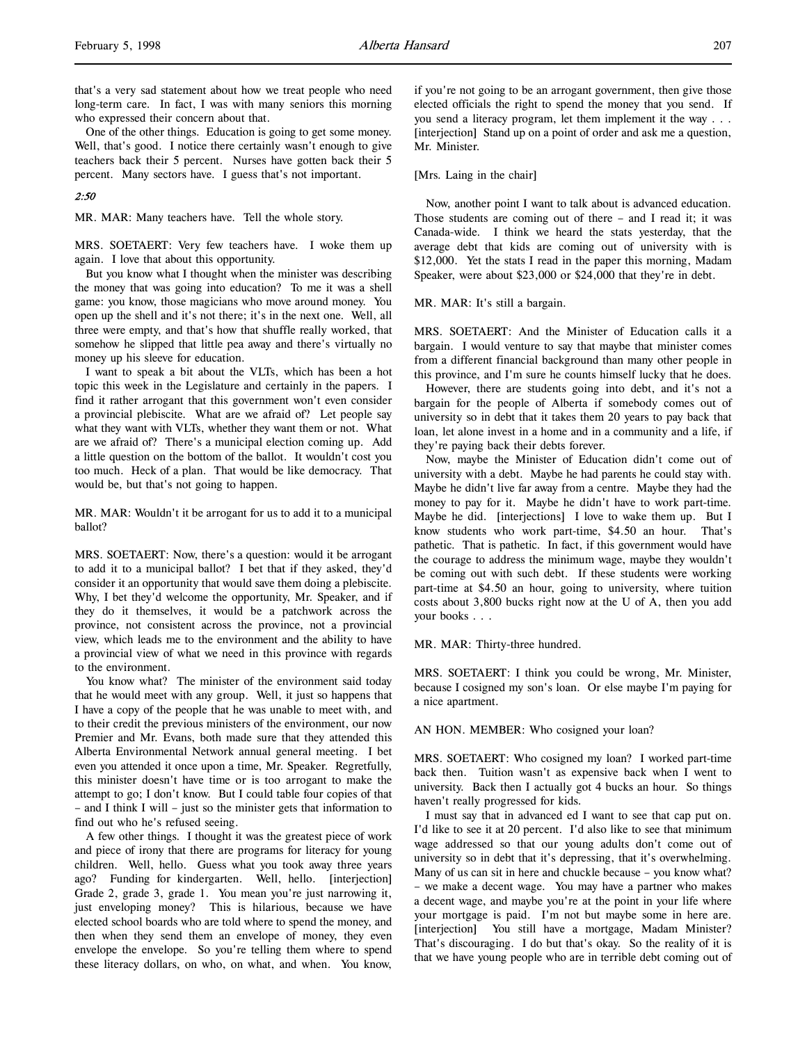that's a very sad statement about how we treat people who need long-term care. In fact, I was with many seniors this morning who expressed their concern about that.

One of the other things. Education is going to get some money. Well, that's good. I notice there certainly wasn't enough to give teachers back their 5 percent. Nurses have gotten back their 5 percent. Many sectors have. I guess that's not important.

*2:50*

MR. MAR: Many teachers have. Tell the whole story.

MRS. SOETAERT: Very few teachers have. I woke them up again. I love that about this opportunity.

But you know what I thought when the minister was describing the money that was going into education? To me it was a shell game: you know, those magicians who move around money. You open up the shell and it's not there; it's in the next one. Well, all three were empty, and that's how that shuffle really worked, that somehow he slipped that little pea away and there's virtually no money up his sleeve for education.

I want to speak a bit about the VLTs, which has been a hot topic this week in the Legislature and certainly in the papers. I find it rather arrogant that this government won't even consider a provincial plebiscite. What are we afraid of? Let people say what they want with VLTs, whether they want them or not. What are we afraid of? There's a municipal election coming up. Add a little question on the bottom of the ballot. It wouldn't cost you too much. Heck of a plan. That would be like democracy. That would be, but that's not going to happen.

MR. MAR: Wouldn't it be arrogant for us to add it to a municipal ballot?

MRS. SOETAERT: Now, there's a question: would it be arrogant to add it to a municipal ballot? I bet that if they asked, they'd consider it an opportunity that would save them doing a plebiscite. Why, I bet they'd welcome the opportunity, Mr. Speaker, and if they do it themselves, it would be a patchwork across the province, not consistent across the province, not a provincial view, which leads me to the environment and the ability to have a provincial view of what we need in this province with regards to the environment.

You know what? The minister of the environment said today that he would meet with any group. Well, it just so happens that I have a copy of the people that he was unable to meet with, and to their credit the previous ministers of the environment, our now Premier and Mr. Evans, both made sure that they attended this Alberta Environmental Network annual general meeting. I bet even you attended it once upon a time, Mr. Speaker. Regretfully, this minister doesn't have time or is too arrogant to make the attempt to go; I don't know. But I could table four copies of that – and I think I will – just so the minister gets that information to find out who he's refused seeing.

A few other things. I thought it was the greatest piece of work and piece of irony that there are programs for literacy for young children. Well, hello. Guess what you took away three years ago? Funding for kindergarten. Well, hello. [interjection] Grade 2, grade 3, grade 1. You mean you're just narrowing it, just enveloping money? This is hilarious, because we have elected school boards who are told where to spend the money, and then when they send them an envelope of money, they even envelope the envelope. So you're telling them where to spend these literacy dollars, on who, on what, and when. You know, if you're not going to be an arrogant government, then give those elected officials the right to spend the money that you send. If you send a literacy program, let them implement it the way . . . [interjection] Stand up on a point of order and ask me a question, Mr. Minister.

[Mrs. Laing in the chair]

Now, another point I want to talk about is advanced education. Those students are coming out of there – and I read it; it was Canada-wide. I think we heard the stats yesterday, that the average debt that kids are coming out of university with is $12,000. Yet the stats I read in the paper this morning, Madam Speaker, were about $23,000 or $24,000 that they're in debt.

MR. MAR: It's still a bargain.

MRS. SOETAERT: And the Minister of Education calls it a bargain. I would venture to say that maybe that minister comes from a different financial background than many other people in this province, and I'm sure he counts himself lucky that he does.

However, there are students going into debt, and it's not a bargain for the people of Alberta if somebody comes out of university so in debt that it takes them 20 years to pay back that loan, let alone invest in a home and in a community and a life, if they're paying back their debts forever.

Now, maybe the Minister of Education didn't come out of university with a debt. Maybe he had parents he could stay with. Maybe he didn't live far away from a centre. Maybe they had the money to pay for it. Maybe he didn't have to work part-time. Maybe he did. [interjections] I love to wake them up. But I know students who work part-time, $4.50 an hour. That's pathetic. That is pathetic. In fact, if this government would have the courage to address the minimum wage, maybe they wouldn't be coming out with such debt. If these students were working part-time at $4.50 an hour, going to university, where tuition costs about 3,800 bucks right now at the U of A, then you add your books . . .

MR. MAR: Thirty-three hundred.

MRS. SOETAERT: I think you could be wrong, Mr. Minister, because I cosigned my son's loan. Or else maybe I'm paying for a nice apartment.

AN HON. MEMBER: Who cosigned your loan?

MRS. SOETAERT: Who cosigned my loan? I worked part-time back then. Tuition wasn't as expensive back when I went to university. Back then I actually got 4 bucks an hour. So things haven't really progressed for kids.

I must say that in advanced ed I want to see that cap put on. I'd like to see it at 20 percent. I'd also like to see that minimum wage addressed so that our young adults don't come out of university so in debt that it's depressing, that it's overwhelming. Many of us can sit in here and chuckle because – you know what? – we make a decent wage. You may have a partner who makes a decent wage, and maybe you're at the point in your life where your mortgage is paid. I'm not but maybe some in here are. [interjection] You still have a mortgage, Madam Minister? That's discouraging. I do but that's okay. So the reality of it is that we have young people who are in terrible debt coming out of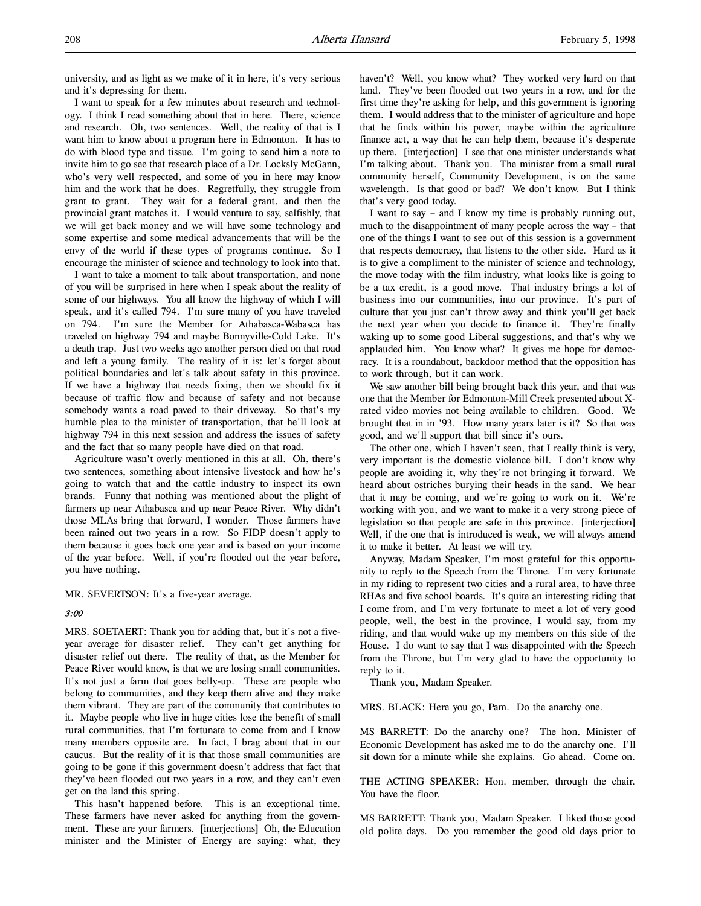university, and as light as we make of it in here, it's very serious and it's depressing for them.

I want to speak for a few minutes about research and technology. I think I read something about that in here. There, science and research. Oh, two sentences. Well, the reality of that is I want him to know about a program here in Edmonton. It has to do with blood type and tissue. I'm going to send him a note to invite him to go see that research place of a Dr. Locksly McGann, who's very well respected, and some of you in here may know him and the work that he does. Regretfully, they struggle from grant to grant. They wait for a federal grant, and then the provincial grant matches it. I would venture to say, selfishly, that we will get back money and we will have some technology and some expertise and some medical advancements that will be the envy of the world if these types of programs continue. So I encourage the minister of science and technology to look into that.

I want to take a moment to talk about transportation, and none of you will be surprised in here when I speak about the reality of some of our highways. You all know the highway of which I will speak, and it's called 794. I'm sure many of you have traveled on 794. I'm sure the Member for Athabasca-Wabasca has traveled on highway 794 and maybe Bonnyville-Cold Lake. It's a death trap. Just two weeks ago another person died on that road and left a young family. The reality of it is: let's forget about political boundaries and let's talk about safety in this province. If we have a highway that needs fixing, then we should fix it because of traffic flow and because of safety and not because somebody wants a road paved to their driveway. So that's my humble plea to the minister of transportation, that he'll look at highway 794 in this next session and address the issues of safety and the fact that so many people have died on that road.

Agriculture wasn't overly mentioned in this at all. Oh, there's two sentences, something about intensive livestock and how he's going to watch that and the cattle industry to inspect its own brands. Funny that nothing was mentioned about the plight of farmers up near Athabasca and up near Peace River. Why didn't those MLAs bring that forward, I wonder. Those farmers have been rained out two years in a row. So FIDP doesn't apply to them because it goes back one year and is based on your income of the year before. Well, if you're flooded out the year before, you have nothing.

MR. SEVERTSON: It's a five-year average.

*3:00*

MRS. SOETAERT: Thank you for adding that, but it's not a five-year average for disaster relief. They can't get anything for disaster relief out there. The reality of that, as the Member for Peace River would know, is that we are losing small communities. It's not just a farm that goes belly-up. These are people who belong to communities, and they keep them alive and they make them vibrant. They are part of the community that contributes to it. Maybe people who live in huge cities lose the benefit of small rural communities, that I'm fortunate to come from and I know many members opposite are. In fact, I brag about that in our caucus. But the reality of it is that those small communities are going to be gone if this government doesn't address that fact that they've been flooded out two years in a row, and they can't even get on the land this spring.

This hasn't happened before. This is an exceptional time. These farmers have never asked for anything from the government. These are your farmers. [interjections] Oh, the Education minister and the Minister of Energy are saying: what, they haven't? Well, you know what? They worked very hard on that land. They've been flooded out two years in a row, and for the first time they're asking for help, and this government is ignoring them. I would address that to the minister of agriculture and hope that he finds within his power, maybe within the agriculture finance act, a way that he can help them, because it's desperate up there. [interjection] I see that one minister understands what I'm talking about. Thank you. The minister from a small rural community herself, Community Development, is on the same wavelength. Is that good or bad? We don't know. But I think that's very good today.

I want to say – and I know my time is probably running out, much to the disappointment of many people across the way – that one of the things I want to see out of this session is a government that respects democracy, that listens to the other side. Hard as it is to give a compliment to the minister of science and technology, the move today with the film industry, what looks like is going to be a tax credit, is a good move. That industry brings a lot of business into our communities, into our province. It's part of culture that you just can't throw away and think you'll get back the next year when you decide to finance it. They're finally waking up to some good Liberal suggestions, and that's why we applauded him. You know what? It gives me hope for democracy. It is a roundabout, backdoor method that the opposition has to work through, but it can work.

We saw another bill being brought back this year, and that was one that the Member for Edmonton-Mill Creek presented about X-rated video movies not being available to children. Good. We brought that in in '93. How many years later is it? So that was good, and we'll support that bill since it's ours.

The other one, which I haven't seen, that I really think is very, very important is the domestic violence bill. I don't know why people are avoiding it, why they're not bringing it forward. We heard about ostriches burying their heads in the sand. We hear that it may be coming, and we're going to work on it. We're working with you, and we want to make it a very strong piece of legislation so that people are safe in this province. [interjection] Well, if the one that is introduced is weak, we will always amend it to make it better. At least we will try.

Anyway, Madam Speaker, I'm most grateful for this opportunity to reply to the Speech from the Throne. I'm very fortunate in my riding to represent two cities and a rural area, to have three RHAs and five school boards. It's quite an interesting riding that I come from, and I'm very fortunate to meet a lot of very good people, well, the best in the province, I would say, from my riding, and that would wake up my members on this side of the House. I do want to say that I was disappointed with the Speech from the Throne, but I'm very glad to have the opportunity to reply to it.

Thank you, Madam Speaker.

MRS. BLACK: Here you go, Pam. Do the anarchy one.

MS BARRETT: Do the anarchy one? The hon. Minister of Economic Development has asked me to do the anarchy one. I'll sit down for a minute while she explains. Go ahead. Come on.

THE ACTING SPEAKER: Hon. member, through the chair. You have the floor.

MS BARRETT: Thank you, Madam Speaker. I liked those good old polite days. Do you remember the good old days prior to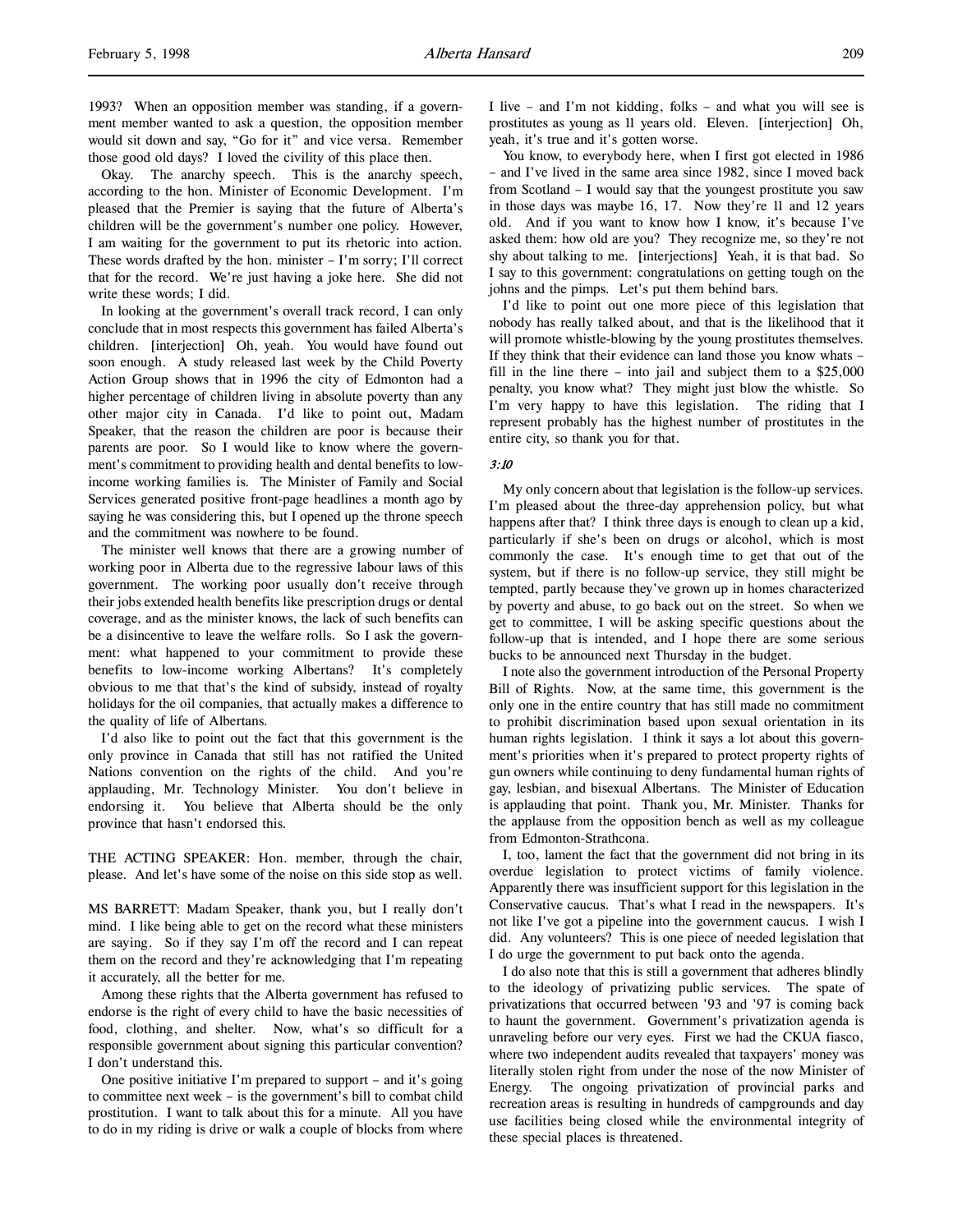1993? When an opposition member was standing, if a government member wanted to ask a question, the opposition member would sit down and say, "Go for it" and vice versa. Remember those good old days? I loved the civility of this place then.

Okay. The anarchy speech. This is the anarchy speech, according to the hon. Minister of Economic Development. I'm pleased that the Premier is saying that the future of Alberta's children will be the government's number one policy. However, I am waiting for the government to put its rhetoric into action. These words drafted by the hon. minister – I'm sorry; I'll correct that for the record. We're just having a joke here. She did not write these words; I did.

In looking at the government's overall track record, I can only conclude that in most respects this government has failed Alberta's children. [interjection] Oh, yeah. You would have found out soon enough. A study released last week by the Child Poverty Action Group shows that in 1996 the city of Edmonton had a higher percentage of children living in absolute poverty than any other major city in Canada. I'd like to point out, Madam Speaker, that the reason the children are poor is because their parents are poor. So I would like to know where the government's commitment to providing health and dental benefits to low-income working families is. The Minister of Family and Social Services generated positive front-page headlines a month ago by saying he was considering this, but I opened up the throne speech and the commitment was nowhere to be found.

The minister well knows that there are a growing number of working poor in Alberta due to the regressive labour laws of this government. The working poor usually don't receive through their jobs extended health benefits like prescription drugs or dental coverage, and as the minister knows, the lack of such benefits can be a disincentive to leave the welfare rolls. So I ask the government: what happened to your commitment to provide these benefits to low-income working Albertans? It's completely obvious to me that that's the kind of subsidy, instead of royalty holidays for the oil companies, that actually makes a difference to the quality of life of Albertans.

I'd also like to point out the fact that this government is the only province in Canada that still has not ratified the United Nations convention on the rights of the child. And you're applauding, Mr. Technology Minister. You don't believe in endorsing it. You believe that Alberta should be the only province that hasn't endorsed this.

THE ACTING SPEAKER: Hon. member, through the chair, please. And let's have some of the noise on this side stop as well.

MS BARRETT: Madam Speaker, thank you, but I really don't mind. I like being able to get on the record what these ministers are saying. So if they say I'm off the record and I can repeat them on the record and they're acknowledging that I'm repeating it accurately, all the better for me.

Among these rights that the Alberta government has refused to endorse is the right of every child to have the basic necessities of food, clothing, and shelter. Now, what's so difficult for a responsible government about signing this particular convention? I don't understand this.

One positive initiative I'm prepared to support – and it's going to committee next week – is the government's bill to combat child prostitution. I want to talk about this for a minute. All you have to do in my riding is drive or walk a couple of blocks from where I live – and I'm not kidding, folks – and what you will see is prostitutes as young as 11 years old. Eleven. [interjection] Oh, yeah, it's true and it's gotten worse.

You know, to everybody here, when I first got elected in 1986 – and I've lived in the same area since 1982, since I moved back from Scotland – I would say that the youngest prostitute you saw in those days was maybe 16, 17. Now they're 11 and 12 years old. And if you want to know how I know, it's because I've asked them: how old are you? They recognize me, so they're not shy about talking to me. [interjections] Yeah, it is that bad. So I say to this government: congratulations on getting tough on the johns and the pimps. Let's put them behind bars.

I'd like to point out one more piece of this legislation that nobody has really talked about, and that is the likelihood that it will promote whistle-blowing by the young prostitutes themselves. If they think that their evidence can land those you know whats – fill in the line there – into jail and subject them to a $25,000 penalty, you know what? They might just blow the whistle. So I'm very happy to have this legislation. The riding that I represent probably has the highest number of prostitutes in the entire city, so thank you for that.

*3:10*

My only concern about that legislation is the follow-up services. I'm pleased about the three-day apprehension policy, but what happens after that? I think three days is enough to clean up a kid, particularly if she's been on drugs or alcohol, which is most commonly the case. It's enough time to get that out of the system, but if there is no follow-up service, they still might be tempted, partly because they've grown up in homes characterized by poverty and abuse, to go back out on the street. So when we get to committee, I will be asking specific questions about the follow-up that is intended, and I hope there are some serious bucks to be announced next Thursday in the budget.

I note also the government introduction of the Personal Property Bill of Rights. Now, at the same time, this government is the only one in the entire country that has still made no commitment to prohibit discrimination based upon sexual orientation in its human rights legislation. I think it says a lot about this government's priorities when it's prepared to protect property rights of gun owners while continuing to deny fundamental human rights of gay, lesbian, and bisexual Albertans. The Minister of Education is applauding that point. Thank you, Mr. Minister. Thanks for the applause from the opposition bench as well as my colleague from Edmonton-Strathcona.

I, too, lament the fact that the government did not bring in its overdue legislation to protect victims of family violence. Apparently there was insufficient support for this legislation in the Conservative caucus. That's what I read in the newspapers. It's not like I've got a pipeline into the government caucus. I wish I did. Any volunteers? This is one piece of needed legislation that I do urge the government to put back onto the agenda.

I do also note that this is still a government that adheres blindly to the ideology of privatizing public services. The spate of privatizations that occurred between '93 and '97 is coming back to haunt the government. Government's privatization agenda is unraveling before our very eyes. First we had the CKUA fiasco, where two independent audits revealed that taxpayers' money was literally stolen right from under the nose of the now Minister of Energy. The ongoing privatization of provincial parks and recreation areas is resulting in hundreds of campgrounds and day use facilities being closed while the environmental integrity of these special places is threatened.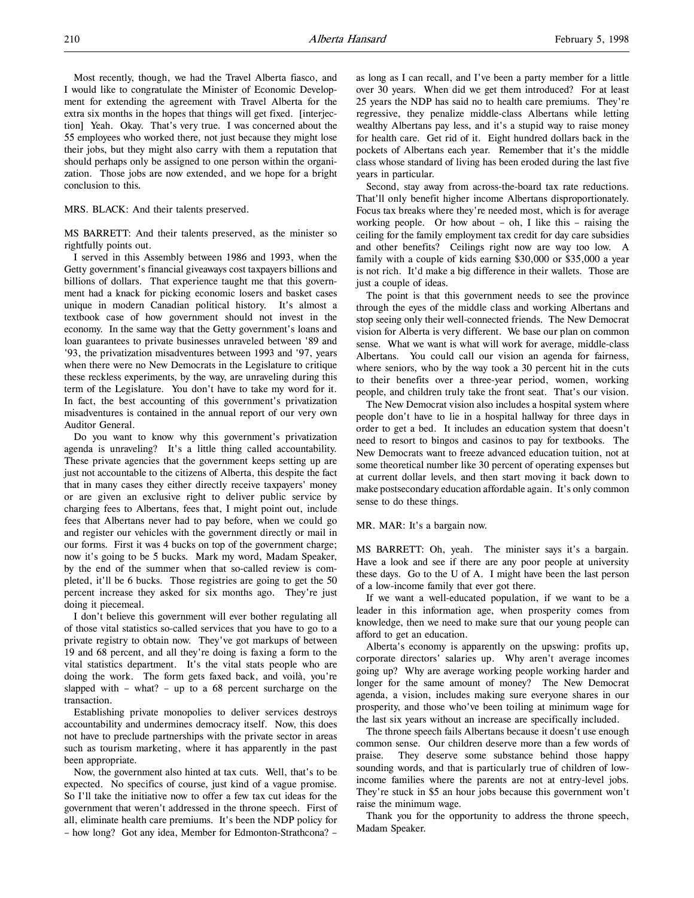Most recently, though, we had the Travel Alberta fiasco, and I would like to congratulate the Minister of Economic Development for extending the agreement with Travel Alberta for the extra six months in the hopes that things will get fixed. [interjection] Yeah. Okay. That's very true. I was concerned about the 55 employees who worked there, not just because they might lose their jobs, but they might also carry with them a reputation that should perhaps only be assigned to one person within the organization. Those jobs are now extended, and we hope for a bright conclusion to this.

MRS. BLACK: And their talents preserved.

MS BARRETT: And their talents preserved, as the minister so rightfully points out.

I served in this Assembly between 1986 and 1993, when the Getty government's financial giveaways cost taxpayers billions and billions of dollars. That experience taught me that this government had a knack for picking economic losers and basket cases unique in modern Canadian political history. It's almost a textbook case of how government should not invest in the economy. In the same way that the Getty government's loans and loan guarantees to private businesses unraveled between '89 and '93, the privatization misadventures between 1993 and '97, years when there were no New Democrats in the Legislature to critique these reckless experiments, by the way, are unraveling during this term of the Legislature. You don't have to take my word for it. In fact, the best accounting of this government's privatization misadventures is contained in the annual report of our very own Auditor General.

Do you want to know why this government's privatization agenda is unraveling? It's a little thing called accountability. These private agencies that the government keeps setting up are just not accountable to the citizens of Alberta, this despite the fact that in many cases they either directly receive taxpayers' money or are given an exclusive right to deliver public service by charging fees to Albertans, fees that, I might point out, include fees that Albertans never had to pay before, when we could go and register our vehicles with the government directly or mail in our forms. First it was 4 bucks on top of the government charge; now it's going to be 5 bucks. Mark my word, Madam Speaker, by the end of the summer when that so-called review is completed, it'll be 6 bucks. Those registries are going to get the 50 percent increase they asked for six months ago. They're just doing it piecemeal.

I don't believe this government will ever bother regulating all of those vital statistics so-called services that you have to go to a private registry to obtain now. They've got markups of between 19 and 68 percent, and all they're doing is faxing a form to the vital statistics department. It's the vital stats people who are doing the work. The form gets faxed back, and voilà, you're slapped with – what? – up to a 68 percent surcharge on the transaction.

Establishing private monopolies to deliver services destroys accountability and undermines democracy itself. Now, this does not have to preclude partnerships with the private sector in areas such as tourism marketing, where it has apparently in the past been appropriate.

Now, the government also hinted at tax cuts. Well, that's to be expected. No specifics of course, just kind of a vague promise. So I'll take the initiative now to offer a few tax cut ideas for the government that weren't addressed in the throne speech. First of all, eliminate health care premiums. It's been the NDP policy for – how long? Got any idea, Member for Edmonton-Strathcona? – as long as I can recall, and I've been a party member for a little over 30 years. When did we get them introduced? For at least 25 years the NDP has said no to health care premiums. They're regressive, they penalize middle-class Albertans while letting wealthy Albertans pay less, and it's a stupid way to raise money for health care. Get rid of it. Eight hundred dollars back in the pockets of Albertans each year. Remember that it's the middle class whose standard of living has been eroded during the last five years in particular.

Second, stay away from across-the-board tax rate reductions. That'll only benefit higher income Albertans disproportionately. Focus tax breaks where they're needed most, which is for average working people. Or how about – oh, I like this – raising the ceiling for the family employment tax credit for day care subsidies and other benefits? Ceilings right now are way too low. A family with a couple of kids earning $30,000 or $35,000 a year is not rich. It'd make a big difference in their wallets. Those are just a couple of ideas.

The point is that this government needs to see the province through the eyes of the middle class and working Albertans and stop seeing only their well-connected friends. The New Democrat vision for Alberta is very different. We base our plan on common sense. What we want is what will work for average, middle-class Albertans. You could call our vision an agenda for fairness, where seniors, who by the way took a 30 percent hit in the cuts to their benefits over a three-year period, women, working people, and children truly take the front seat. That's our vision.

The New Democrat vision also includes a hospital system where people don't have to lie in a hospital hallway for three days in order to get a bed. It includes an education system that doesn't need to resort to bingos and casinos to pay for textbooks. The New Democrats want to freeze advanced education tuition, not at some theoretical number like 30 percent of operating expenses but at current dollar levels, and then start moving it back down to make postsecondary education affordable again. It's only common sense to do these things.

MR. MAR: It's a bargain now.

MS BARRETT: Oh, yeah. The minister says it's a bargain. Have a look and see if there are any poor people at university these days. Go to the U of A. I might have been the last person of a low-income family that ever got there.

If we want a well-educated population, if we want to be a leader in this information age, when prosperity comes from knowledge, then we need to make sure that our young people can afford to get an education.

Alberta's economy is apparently on the upswing: profits up, corporate directors' salaries up. Why aren't average incomes going up? Why are average working people working harder and longer for the same amount of money? The New Democrat agenda, a vision, includes making sure everyone shares in our prosperity, and those who've been toiling at minimum wage for the last six years without an increase are specifically included.

The throne speech fails Albertans because it doesn't use enough common sense. Our children deserve more than a few words of praise. They deserve some substance behind those happy sounding words, and that is particularly true of children of low-income families where the parents are not at entry-level jobs. They're stuck in $5 an hour jobs because this government won't raise the minimum wage.

Thank you for the opportunity to address the throne speech, Madam Speaker.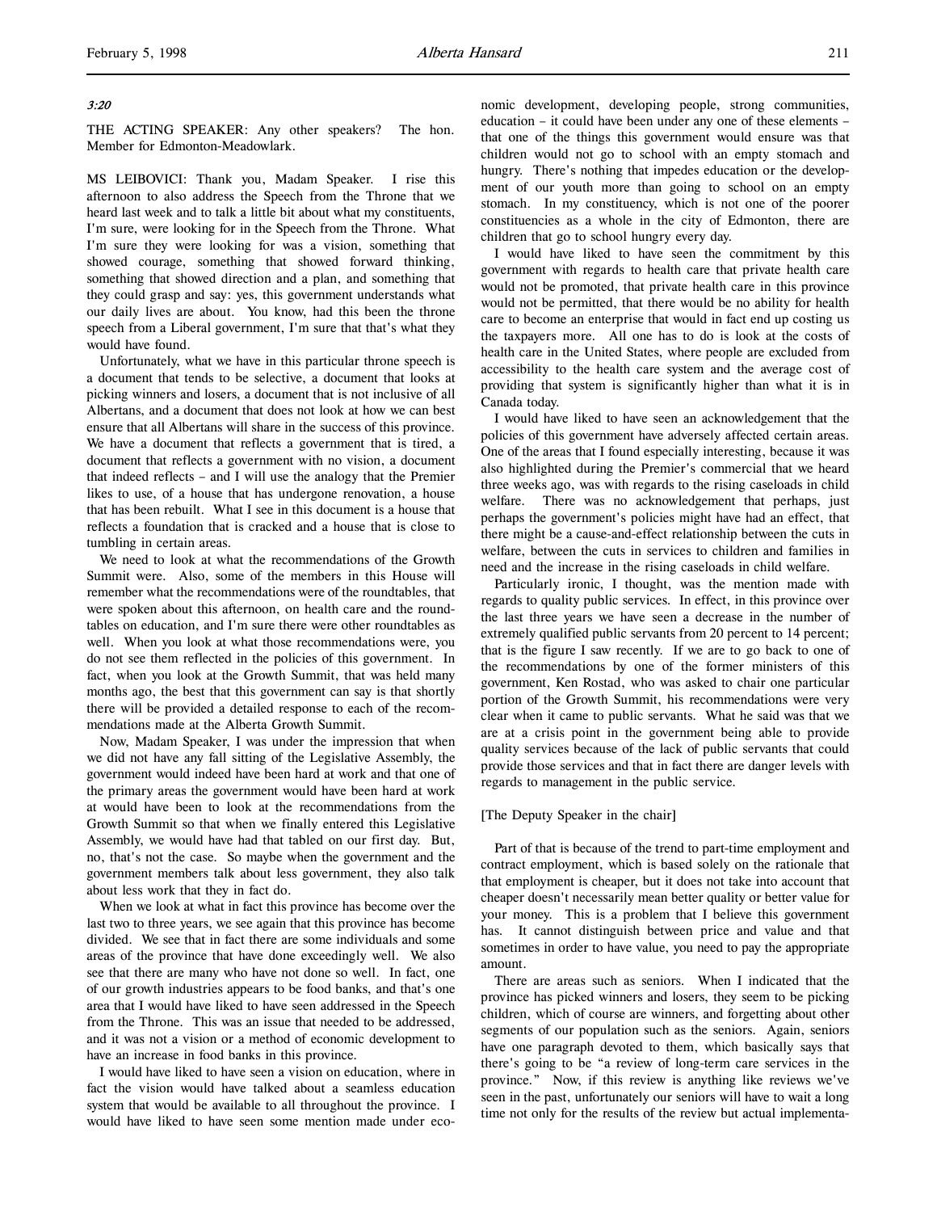*3:20*

THE ACTING SPEAKER: Any other speakers? The hon. Member for Edmonton-Meadowlark.

MS LEIBOVICI: Thank you, Madam Speaker. I rise this afternoon to also address the Speech from the Throne that we heard last week and to talk a little bit about what my constituents, I'm sure, were looking for in the Speech from the Throne. What I'm sure they were looking for was a vision, something that showed courage, something that showed forward thinking, something that showed direction and a plan, and something that they could grasp and say: yes, this government understands what our daily lives are about. You know, had this been the throne speech from a Liberal government, I'm sure that that's what they would have found.

Unfortunately, what we have in this particular throne speech is a document that tends to be selective, a document that looks at picking winners and losers, a document that is not inclusive of all Albertans, and a document that does not look at how we can best ensure that all Albertans will share in the success of this province. We have a document that reflects a government that is tired, a document that reflects a government with no vision, a document that indeed reflects – and I will use the analogy that the Premier likes to use, of a house that has undergone renovation, a house that has been rebuilt. What I see in this document is a house that reflects a foundation that is cracked and a house that is close to tumbling in certain areas.

We need to look at what the recommendations of the Growth Summit were. Also, some of the members in this House will remember what the recommendations were of the roundtables, that were spoken about this afternoon, on health care and the roundtables on education, and I'm sure there were other roundtables as well. When you look at what those recommendations were, you do not see them reflected in the policies of this government. In fact, when you look at the Growth Summit, that was held many months ago, the best that this government can say is that shortly there will be provided a detailed response to each of the recommendations made at the Alberta Growth Summit.

Now, Madam Speaker, I was under the impression that when we did not have any fall sitting of the Legislative Assembly, the government would indeed have been hard at work and that one of the primary areas the government would have been hard at work at would have been to look at the recommendations from the Growth Summit so that when we finally entered this Legislative Assembly, we would have had that tabled on our first day. But, no, that's not the case. So maybe when the government and the government members talk about less government, they also talk about less work that they in fact do.

When we look at what in fact this province has become over the last two to three years, we see again that this province has become divided. We see that in fact there are some individuals and some areas of the province that have done exceedingly well. We also see that there are many who have not done so well. In fact, one of our growth industries appears to be food banks, and that's one area that I would have liked to have seen addressed in the Speech from the Throne. This was an issue that needed to be addressed, and it was not a vision or a method of economic development to have an increase in food banks in this province.

I would have liked to have seen a vision on education, where in fact the vision would have talked about a seamless education system that would be available to all throughout the province. I would have liked to have seen some mention made under economic development, developing people, strong communities, education – it could have been under any one of these elements – that one of the things this government would ensure was that children would not go to school with an empty stomach and hungry. There's nothing that impedes education or the development of our youth more than going to school on an empty stomach. In my constituency, which is not one of the poorer constituencies as a whole in the city of Edmonton, there are children that go to school hungry every day.

I would have liked to have seen the commitment by this government with regards to health care that private health care would not be promoted, that private health care in this province would not be permitted, that there would be no ability for health care to become an enterprise that would in fact end up costing us the taxpayers more. All one has to do is look at the costs of health care in the United States, where people are excluded from accessibility to the health care system and the average cost of providing that system is significantly higher than what it is in Canada today.

I would have liked to have seen an acknowledgement that the policies of this government have adversely affected certain areas. One of the areas that I found especially interesting, because it was also highlighted during the Premier's commercial that we heard three weeks ago, was with regards to the rising caseloads in child welfare. There was no acknowledgement that perhaps, just perhaps the government's policies might have had an effect, that there might be a cause-and-effect relationship between the cuts in welfare, between the cuts in services to children and families in need and the increase in the rising caseloads in child welfare.

Particularly ironic, I thought, was the mention made with regards to quality public services. In effect, in this province over the last three years we have seen a decrease in the number of extremely qualified public servants from 20 percent to 14 percent; that is the figure I saw recently. If we are to go back to one of the recommendations by one of the former ministers of this government, Ken Rostad, who was asked to chair one particular portion of the Growth Summit, his recommendations were very clear when it came to public servants. What he said was that we are at a crisis point in the government being able to provide quality services because of the lack of public servants that could provide those services and that in fact there are danger levels with regards to management in the public service.

[The Deputy Speaker in the chair]

Part of that is because of the trend to part-time employment and contract employment, which is based solely on the rationale that that employment is cheaper, but it does not take into account that cheaper doesn't necessarily mean better quality or better value for your money. This is a problem that I believe this government has. It cannot distinguish between price and value and that sometimes in order to have value, you need to pay the appropriate amount.

There are areas such as seniors. When I indicated that the province has picked winners and losers, they seem to be picking children, which of course are winners, and forgetting about other segments of our population such as the seniors. Again, seniors have one paragraph devoted to them, which basically says that there's going to be "a review of long-term care services in the province." Now, if this review is anything like reviews we've seen in the past, unfortunately our seniors will have to wait a long time not only for the results of the review but actual implementa-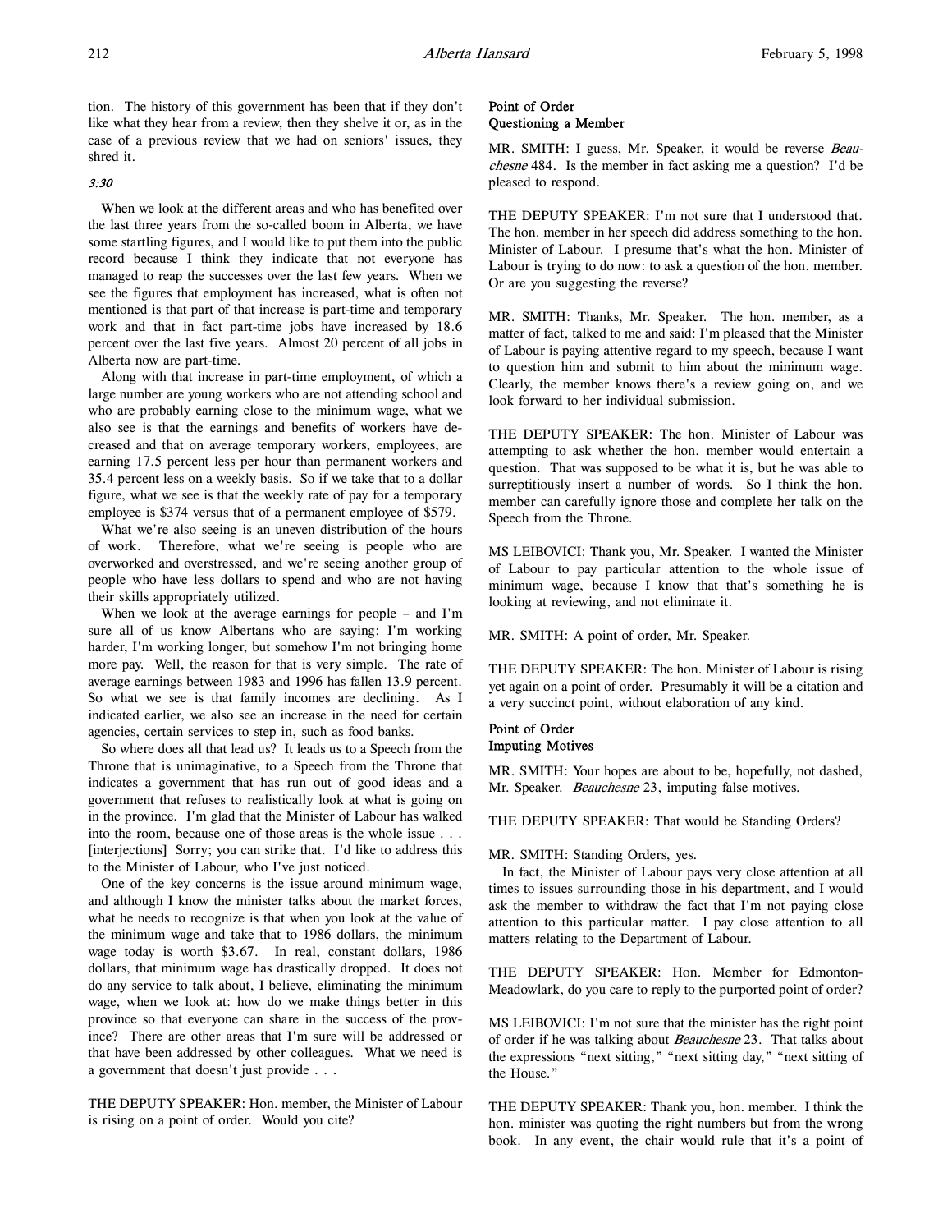tion. The history of this government has been that if they don't like what they hear from a review, then they shelve it or, as in the case of a previous review that we had on seniors' issues, they shred it.

*3:30*

When we look at the different areas and who has benefited over the last three years from the so-called boom in Alberta, we have some startling figures, and I would like to put them into the public record because I think they indicate that not everyone has managed to reap the successes over the last few years. When we see the figures that employment has increased, what is often not mentioned is that part of that increase is part-time and temporary work and that in fact part-time jobs have increased by 18.6 percent over the last five years. Almost 20 percent of all jobs in Alberta now are part-time.

Along with that increase in part-time employment, of which a large number are young workers who are not attending school and who are probably earning close to the minimum wage, what we also see is that the earnings and benefits of workers have decreased and that on average temporary workers, employees, are earning 17.5 percent less per hour than permanent workers and 35.4 percent less on a weekly basis. So if we take that to a dollar figure, what we see is that the weekly rate of pay for a temporary employee is $374 versus that of a permanent employee of $579.

What we're also seeing is an uneven distribution of the hours of work. Therefore, what we're seeing is people who are overworked and overstressed, and we're seeing another group of people who have less dollars to spend and who are not having their skills appropriately utilized.

When we look at the average earnings for people – and I'm sure all of us know Albertans who are saying: I'm working harder, I'm working longer, but somehow I'm not bringing home more pay. Well, the reason for that is very simple. The rate of average earnings between 1983 and 1996 has fallen 13.9 percent. So what we see is that family incomes are declining. As I indicated earlier, we also see an increase in the need for certain agencies, certain services to step in, such as food banks.

So where does all that lead us? It leads us to a Speech from the Throne that is unimaginative, to a Speech from the Throne that indicates a government that has run out of good ideas and a government that refuses to realistically look at what is going on in the province. I'm glad that the Minister of Labour has walked into the room, because one of those areas is the whole issue . . . [interjections] Sorry; you can strike that. I'd like to address this to the Minister of Labour, who I've just noticed.

One of the key concerns is the issue around minimum wage, and although I know the minister talks about the market forces, what he needs to recognize is that when you look at the value of the minimum wage and take that to 1986 dollars, the minimum wage today is worth $3.67. In real, constant dollars, 1986 dollars, that minimum wage has drastically dropped. It does not do any service to talk about, I believe, eliminating the minimum wage, when we look at: how do we make things better in this province so that everyone can share in the success of the province? There are other areas that I'm sure will be addressed or that have been addressed by other colleagues. What we need is a government that doesn't just provide . . .

THE DEPUTY SPEAKER: Hon. member, the Minister of Labour is rising on a point of order. Would you cite?

### Point of Order
### Questioning a Member

MR. SMITH: I guess, Mr. Speaker, it would be reverse *Beauchesne* 484. Is the member in fact asking me a question? I'd be pleased to respond.

THE DEPUTY SPEAKER: I'm not sure that I understood that. The hon. member in her speech did address something to the hon. Minister of Labour. I presume that's what the hon. Minister of Labour is trying to do now: to ask a question of the hon. member. Or are you suggesting the reverse?

MR. SMITH: Thanks, Mr. Speaker. The hon. member, as a matter of fact, talked to me and said: I'm pleased that the Minister of Labour is paying attentive regard to my speech, because I want to question him and submit to him about the minimum wage. Clearly, the member knows there's a review going on, and we look forward to her individual submission.

THE DEPUTY SPEAKER: The hon. Minister of Labour was attempting to ask whether the hon. member would entertain a question. That was supposed to be what it is, but he was able to surreptitiously insert a number of words. So I think the hon. member can carefully ignore those and complete her talk on the Speech from the Throne.

MS LEIBOVICI: Thank you, Mr. Speaker. I wanted the Minister of Labour to pay particular attention to the whole issue of minimum wage, because I know that that's something he is looking at reviewing, and not eliminate it.

MR. SMITH: A point of order, Mr. Speaker.

THE DEPUTY SPEAKER: The hon. Minister of Labour is rising yet again on a point of order. Presumably it will be a citation and a very succinct point, without elaboration of any kind.

### Point of Order
### Imputing Motives

MR. SMITH: Your hopes are about to be, hopefully, not dashed, Mr. Speaker. *Beauchesne* 23, imputing false motives.

THE DEPUTY SPEAKER: That would be Standing Orders?

MR. SMITH: Standing Orders, yes.

In fact, the Minister of Labour pays very close attention at all times to issues surrounding those in his department, and I would ask the member to withdraw the fact that I'm not paying close attention to this particular matter. I pay close attention to all matters relating to the Department of Labour.

THE DEPUTY SPEAKER: Hon. Member for Edmonton-Meadowlark, do you care to reply to the purported point of order?

MS LEIBOVICI: I'm not sure that the minister has the right point of order if he was talking about *Beauchesne* 23. That talks about the expressions "next sitting," "next sitting day," "next sitting of the House."

THE DEPUTY SPEAKER: Thank you, hon. member. I think the hon. minister was quoting the right numbers but from the wrong book. In any event, the chair would rule that it's a point of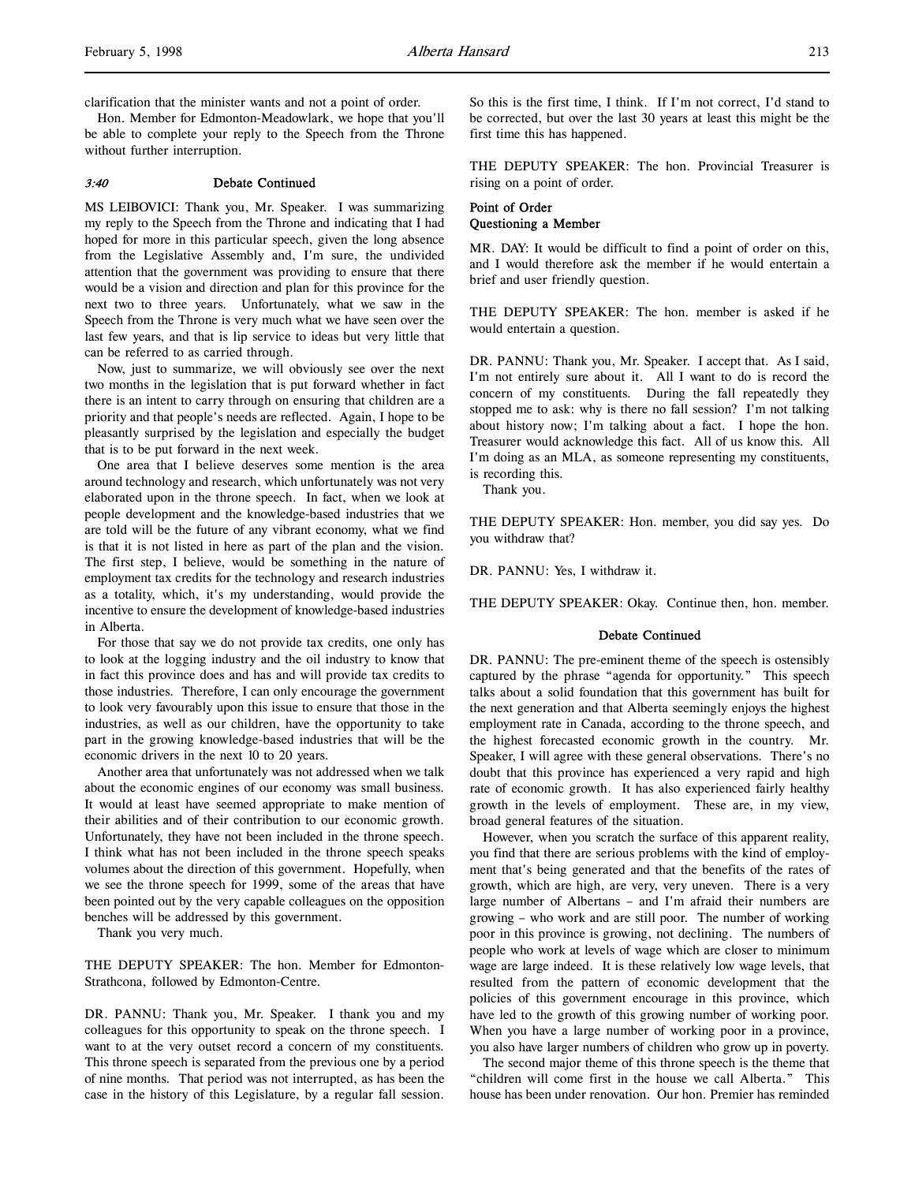clarification that the minister wants and not a point of order.

Hon. Member for Edmonton-Meadowlark, we hope that you'll be able to complete your reply to the Speech from the Throne without further interruption.

*3:40* **Debate Continued**

MS LEIBOVICI: Thank you, Mr. Speaker. I was summarizing my reply to the Speech from the Throne and indicating that I had hoped for more in this particular speech, given the long absence from the Legislative Assembly and, I'm sure, the undivided attention that the government was providing to ensure that there would be a vision and direction and plan for this province for the next two to three years. Unfortunately, what we saw in the Speech from the Throne is very much what we have seen over the last few years, and that is lip service to ideas but very little that can be referred to as carried through.

Now, just to summarize, we will obviously see over the next two months in the legislation that is put forward whether in fact there is an intent to carry through on ensuring that children are a priority and that people's needs are reflected. Again, I hope to be pleasantly surprised by the legislation and especially the budget that is to be put forward in the next week.

One area that I believe deserves some mention is the area around technology and research, which unfortunately was not very elaborated upon in the throne speech. In fact, when we look at people development and the knowledge-based industries that we are told will be the future of any vibrant economy, what we find is that it is not listed in here as part of the plan and the vision. The first step, I believe, would be something in the nature of employment tax credits for the technology and research industries as a totality, which, it's my understanding, would provide the incentive to ensure the development of knowledge-based industries in Alberta.

For those that say we do not provide tax credits, one only has to look at the logging industry and the oil industry to know that in fact this province does and has and will provide tax credits to those industries. Therefore, I can only encourage the government to look very favourably upon this issue to ensure that those in the industries, as well as our children, have the opportunity to take part in the growing knowledge-based industries that will be the economic drivers in the next 10 to 20 years.

Another area that unfortunately was not addressed when we talk about the economic engines of our economy was small business. It would at least have seemed appropriate to make mention of their abilities and of their contribution to our economic growth. Unfortunately, they have not been included in the throne speech. I think what has not been included in the throne speech speaks volumes about the direction of this government. Hopefully, when we see the throne speech for 1999, some of the areas that have been pointed out by the very capable colleagues on the opposition benches will be addressed by this government.

Thank you very much.

THE DEPUTY SPEAKER: The hon. Member for Edmonton-Strathcona, followed by Edmonton-Centre.

DR. PANNU: Thank you, Mr. Speaker. I thank you and my colleagues for this opportunity to speak on the throne speech. I want to at the very outset record a concern of my constituents. This throne speech is separated from the previous one by a period of nine months. That period was not interrupted, as has been the case in the history of this Legislature, by a regular fall session. So this is the first time, I think. If I'm not correct, I'd stand to be corrected, but over the last 30 years at least this might be the first time this has happened.

THE DEPUTY SPEAKER: The hon. Provincial Treasurer is rising on a point of order.

**Point of Order**
**Questioning a Member**

MR. DAY: It would be difficult to find a point of order on this, and I would therefore ask the member if he would entertain a brief and user friendly question.

THE DEPUTY SPEAKER: The hon. member is asked if he would entertain a question.

DR. PANNU: Thank you, Mr. Speaker. I accept that. As I said, I'm not entirely sure about it. All I want to do is record the concern of my constituents. During the fall repeatedly they stopped me to ask: why is there no fall session? I'm not talking about history now; I'm talking about a fact. I hope the hon. Treasurer would acknowledge this fact. All of us know this. All I'm doing as an MLA, as someone representing my constituents, is recording this.

Thank you.

THE DEPUTY SPEAKER: Hon. member, you did say yes. Do you withdraw that?

DR. PANNU: Yes, I withdraw it.

THE DEPUTY SPEAKER: Okay. Continue then, hon. member.

**Debate Continued**

DR. PANNU: The pre-eminent theme of the speech is ostensibly captured by the phrase "agenda for opportunity." This speech talks about a solid foundation that this government has built for the next generation and that Alberta seemingly enjoys the highest employment rate in Canada, according to the throne speech, and the highest forecasted economic growth in the country. Mr. Speaker, I will agree with these general observations. There's no doubt that this province has experienced a very rapid and high rate of economic growth. It has also experienced fairly healthy growth in the levels of employment. These are, in my view, broad general features of the situation.

However, when you scratch the surface of this apparent reality, you find that there are serious problems with the kind of employment that's being generated and that the benefits of the rates of growth, which are high, are very, very uneven. There is a very large number of Albertans – and I'm afraid their numbers are growing – who work and are still poor. The number of working poor in this province is growing, not declining. The numbers of people who work at levels of wage which are closer to minimum wage are large indeed. It is these relatively low wage levels, that resulted from the pattern of economic development that the policies of this government encourage in this province, which have led to the growth of this growing number of working poor. When you have a large number of working poor in a province, you also have larger numbers of children who grow up in poverty.

The second major theme of this throne speech is the theme that "children will come first in the house we call Alberta." This house has been under renovation. Our hon. Premier has reminded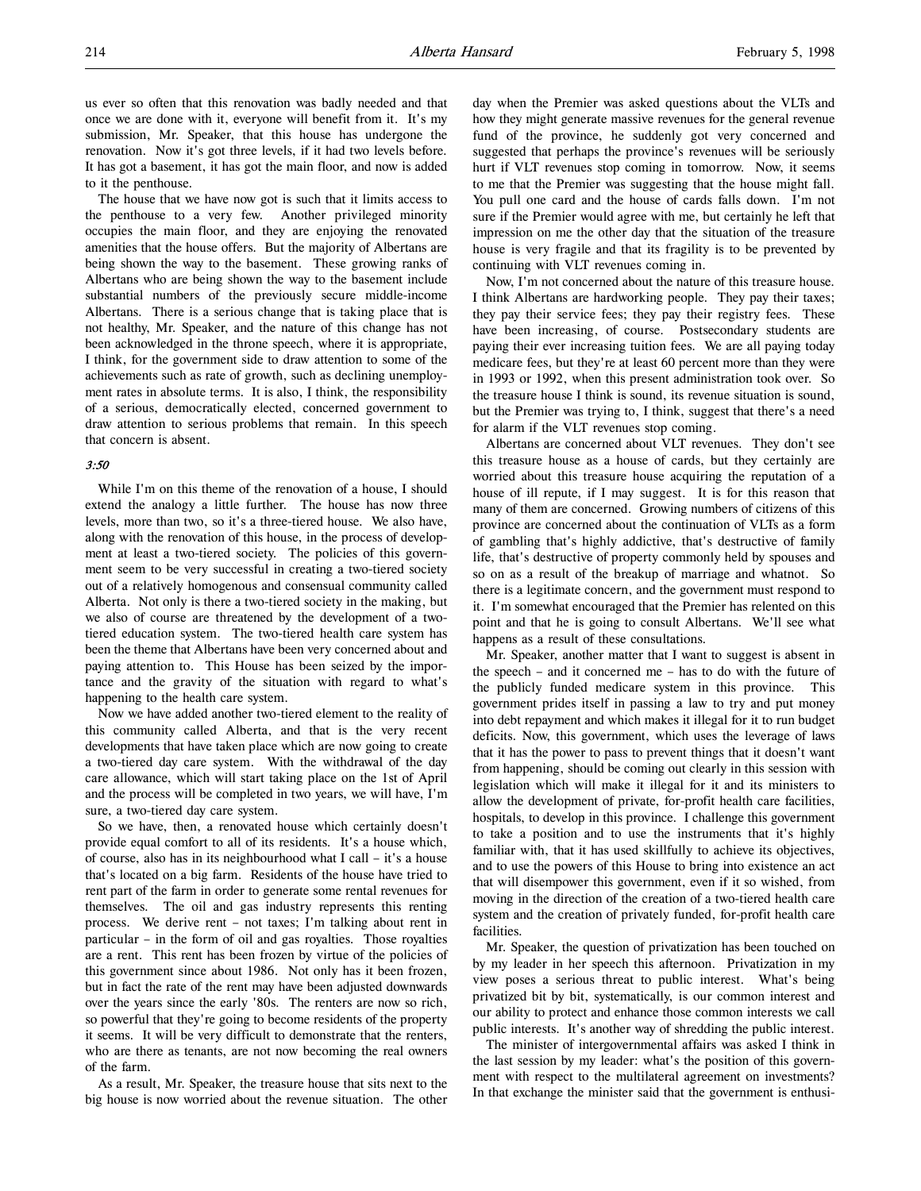us ever so often that this renovation was badly needed and that once we are done with it, everyone will benefit from it. It's my submission, Mr. Speaker, that this house has undergone the renovation. Now it's got three levels, if it had two levels before. It has got a basement, it has got the main floor, and now is added to it the penthouse.

The house that we have now got is such that it limits access to the penthouse to a very few. Another privileged minority occupies the main floor, and they are enjoying the renovated amenities that the house offers. But the majority of Albertans are being shown the way to the basement. These growing ranks of Albertans who are being shown the way to the basement include substantial numbers of the previously secure middle-income Albertans. There is a serious change that is taking place that is not healthy, Mr. Speaker, and the nature of this change has not been acknowledged in the throne speech, where it is appropriate, I think, for the government side to draw attention to some of the achievements such as rate of growth, such as declining unemployment rates in absolute terms. It is also, I think, the responsibility of a serious, democratically elected, concerned government to draw attention to serious problems that remain. In this speech that concern is absent.

*3:50*

While I'm on this theme of the renovation of a house, I should extend the analogy a little further. The house has now three levels, more than two, so it's a three-tiered house. We also have, along with the renovation of this house, in the process of development at least a two-tiered society. The policies of this government seem to be very successful in creating a two-tiered society out of a relatively homogenous and consensual community called Alberta. Not only is there a two-tiered society in the making, but we also of course are threatened by the development of a two-tiered education system. The two-tiered health care system has been the theme that Albertans have been very concerned about and paying attention to. This House has been seized by the importance and the gravity of the situation with regard to what's happening to the health care system.

Now we have added another two-tiered element to the reality of this community called Alberta, and that is the very recent developments that have taken place which are now going to create a two-tiered day care system. With the withdrawal of the day care allowance, which will start taking place on the 1st of April and the process will be completed in two years, we will have, I'm sure, a two-tiered day care system.

So we have, then, a renovated house which certainly doesn't provide equal comfort to all of its residents. It's a house which, of course, also has in its neighbourhood what I call – it's a house that's located on a big farm. Residents of the house have tried to rent part of the farm in order to generate some rental revenues for themselves. The oil and gas industry represents this renting process. We derive rent – not taxes; I'm talking about rent in particular – in the form of oil and gas royalties. Those royalties are a rent. This rent has been frozen by virtue of the policies of this government since about 1986. Not only has it been frozen, but in fact the rate of the rent may have been adjusted downwards over the years since the early '80s. The renters are now so rich, so powerful that they're going to become residents of the property it seems. It will be very difficult to demonstrate that the renters, who are there as tenants, are not now becoming the real owners of the farm.

As a result, Mr. Speaker, the treasure house that sits next to the big house is now worried about the revenue situation. The other day when the Premier was asked questions about the VLTs and how they might generate massive revenues for the general revenue fund of the province, he suddenly got very concerned and suggested that perhaps the province's revenues will be seriously hurt if VLT revenues stop coming in tomorrow. Now, it seems to me that the Premier was suggesting that the house might fall. You pull one card and the house of cards falls down. I'm not sure if the Premier would agree with me, but certainly he left that impression on me the other day that the situation of the treasure house is very fragile and that its fragility is to be prevented by continuing with VLT revenues coming in.

Now, I'm not concerned about the nature of this treasure house. I think Albertans are hardworking people. They pay their taxes; they pay their service fees; they pay their registry fees. These have been increasing, of course. Postsecondary students are paying their ever increasing tuition fees. We are all paying today medicare fees, but they're at least 60 percent more than they were in 1993 or 1992, when this present administration took over. So the treasure house I think is sound, its revenue situation is sound, but the Premier was trying to, I think, suggest that there's a need for alarm if the VLT revenues stop coming.

Albertans are concerned about VLT revenues. They don't see this treasure house as a house of cards, but they certainly are worried about this treasure house acquiring the reputation of a house of ill repute, if I may suggest. It is for this reason that many of them are concerned. Growing numbers of citizens of this province are concerned about the continuation of VLTs as a form of gambling that's highly addictive, that's destructive of family life, that's destructive of property commonly held by spouses and so on as a result of the breakup of marriage and whatnot. So there is a legitimate concern, and the government must respond to it. I'm somewhat encouraged that the Premier has relented on this point and that he is going to consult Albertans. We'll see what happens as a result of these consultations.

Mr. Speaker, another matter that I want to suggest is absent in the speech – and it concerned me – has to do with the future of the publicly funded medicare system in this province. This government prides itself in passing a law to try and put money into debt repayment and which makes it illegal for it to run budget deficits. Now, this government, which uses the leverage of laws that it has the power to pass to prevent things that it doesn't want from happening, should be coming out clearly in this session with legislation which will make it illegal for it and its ministers to allow the development of private, for-profit health care facilities, hospitals, to develop in this province. I challenge this government to take a position and to use the instruments that it's highly familiar with, that it has used skillfully to achieve its objectives, and to use the powers of this House to bring into existence an act that will disempower this government, even if it so wished, from moving in the direction of the creation of a two-tiered health care system and the creation of privately funded, for-profit health care facilities.

Mr. Speaker, the question of privatization has been touched on by my leader in her speech this afternoon. Privatization in my view poses a serious threat to public interest. What's being privatized bit by bit, systematically, is our common interest and our ability to protect and enhance those common interests we call public interests. It's another way of shredding the public interest.

The minister of intergovernmental affairs was asked I think in the last session by my leader: what's the position of this government with respect to the multilateral agreement on investments? In that exchange the minister said that the government is enthusi-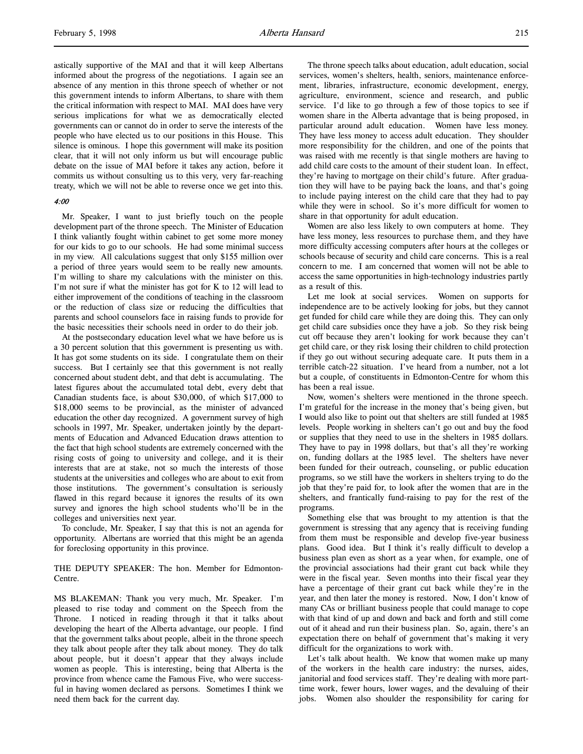astically supportive of the MAI and that it will keep Albertans informed about the progress of the negotiations. I again see an absence of any mention in this throne speech of whether or not this government intends to inform Albertans, to share with them the critical information with respect to MAI. MAI does have very serious implications for what we as democratically elected governments can or cannot do in order to serve the interests of the people who have elected us to our positions in this House. This silence is ominous. I hope this government will make its position clear, that it will not only inform us but will encourage public debate on the issue of MAI before it takes any action, before it commits us without consulting us to this very, very far-reaching treaty, which we will not be able to reverse once we get into this.

*4:00*

Mr. Speaker, I want to just briefly touch on the people development part of the throne speech. The Minister of Education I think valiantly fought within cabinet to get some more money for our kids to go to our schools. He had some minimal success in my view. All calculations suggest that only $155 million over a period of three years would seem to be really new amounts. I'm willing to share my calculations with the minister on this. I'm not sure if what the minister has got for K to 12 will lead to either improvement of the conditions of teaching in the classroom or the reduction of class size or reducing the difficulties that parents and school counselors face in raising funds to provide for the basic necessities their schools need in order to do their job.

At the postsecondary education level what we have before us is a 30 percent solution that this government is presenting us with. It has got some students on its side. I congratulate them on their success. But I certainly see that this government is not really concerned about student debt, and that debt is accumulating. The latest figures about the accumulated total debt, every debt that Canadian students face, is about $30,000, of which $17,000 to $18,000 seems to be provincial, as the minister of advanced education the other day recognized. A government survey of high schools in 1997, Mr. Speaker, undertaken jointly by the departments of Education and Advanced Education draws attention to the fact that high school students are extremely concerned with the rising costs of going to university and college, and it is their interests that are at stake, not so much the interests of those students at the universities and colleges who are about to exit from those institutions. The government's consultation is seriously flawed in this regard because it ignores the results of its own survey and ignores the high school students who'll be in the colleges and universities next year.

To conclude, Mr. Speaker, I say that this is not an agenda for opportunity. Albertans are worried that this might be an agenda for foreclosing opportunity in this province.

THE DEPUTY SPEAKER: The hon. Member for Edmonton-Centre.

MS BLAKEMAN: Thank you very much, Mr. Speaker. I'm pleased to rise today and comment on the Speech from the Throne. I noticed in reading through it that it talks about developing the heart of the Alberta advantage, our people. I find that the government talks about people, albeit in the throne speech they talk about people after they talk about money. They do talk about people, but it doesn't appear that they always include women as people. This is interesting, being that Alberta is the province from whence came the Famous Five, who were successful in having women declared as persons. Sometimes I think we need them back for the current day.

The throne speech talks about education, adult education, social services, women's shelters, health, seniors, maintenance enforcement, libraries, infrastructure, economic development, energy, agriculture, environment, science and research, and public service. I'd like to go through a few of those topics to see if women share in the Alberta advantage that is being proposed, in particular around adult education. Women have less money. They have less money to access adult education. They shoulder more responsibility for the children, and one of the points that was raised with me recently is that single mothers are having to add child care costs to the amount of their student loan. In effect, they're having to mortgage on their child's future. After graduation they will have to be paying back the loans, and that's going to include paying interest on the child care that they had to pay while they were in school. So it's more difficult for women to share in that opportunity for adult education.

Women are also less likely to own computers at home. They have less money, less resources to purchase them, and they have more difficulty accessing computers after hours at the colleges or schools because of security and child care concerns. This is a real concern to me. I am concerned that women will not be able to access the same opportunities in high-technology industries partly as a result of this.

Let me look at social services. Women on supports for independence are to be actively looking for jobs, but they cannot get funded for child care while they are doing this. They can only get child care subsidies once they have a job. So they risk being cut off because they aren't looking for work because they can't get child care, or they risk losing their children to child protection if they go out without securing adequate care. It puts them in a terrible catch-22 situation. I've heard from a number, not a lot but a couple, of constituents in Edmonton-Centre for whom this has been a real issue.

Now, women's shelters were mentioned in the throne speech. I'm grateful for the increase in the money that's being given, but I would also like to point out that shelters are still funded at 1985 levels. People working in shelters can't go out and buy the food or supplies that they need to use in the shelters in 1985 dollars. They have to pay in 1998 dollars, but that's all they're working on, funding dollars at the 1985 level. The shelters have never been funded for their outreach, counseling, or public education programs, so we still have the workers in shelters trying to do the job that they're paid for, to look after the women that are in the shelters, and frantically fund-raising to pay for the rest of the programs.

Something else that was brought to my attention is that the government is stressing that any agency that is receiving funding from them must be responsible and develop five-year business plans. Good idea. But I think it's really difficult to develop a business plan even as short as a year when, for example, one of the provincial associations had their grant cut back while they were in the fiscal year. Seven months into their fiscal year they have a percentage of their grant cut back while they're in the year, and then later the money is restored. Now, I don't know of many CAs or brilliant business people that could manage to cope with that kind of up and down and back and forth and still come out of it ahead and run their business plan. So, again, there's an expectation there on behalf of government that's making it very difficult for the organizations to work with.

Let's talk about health. We know that women make up many of the workers in the health care industry: the nurses, aides, janitorial and food services staff. They're dealing with more part-time work, fewer hours, lower wages, and the devaluing of their jobs. Women also shoulder the responsibility for caring for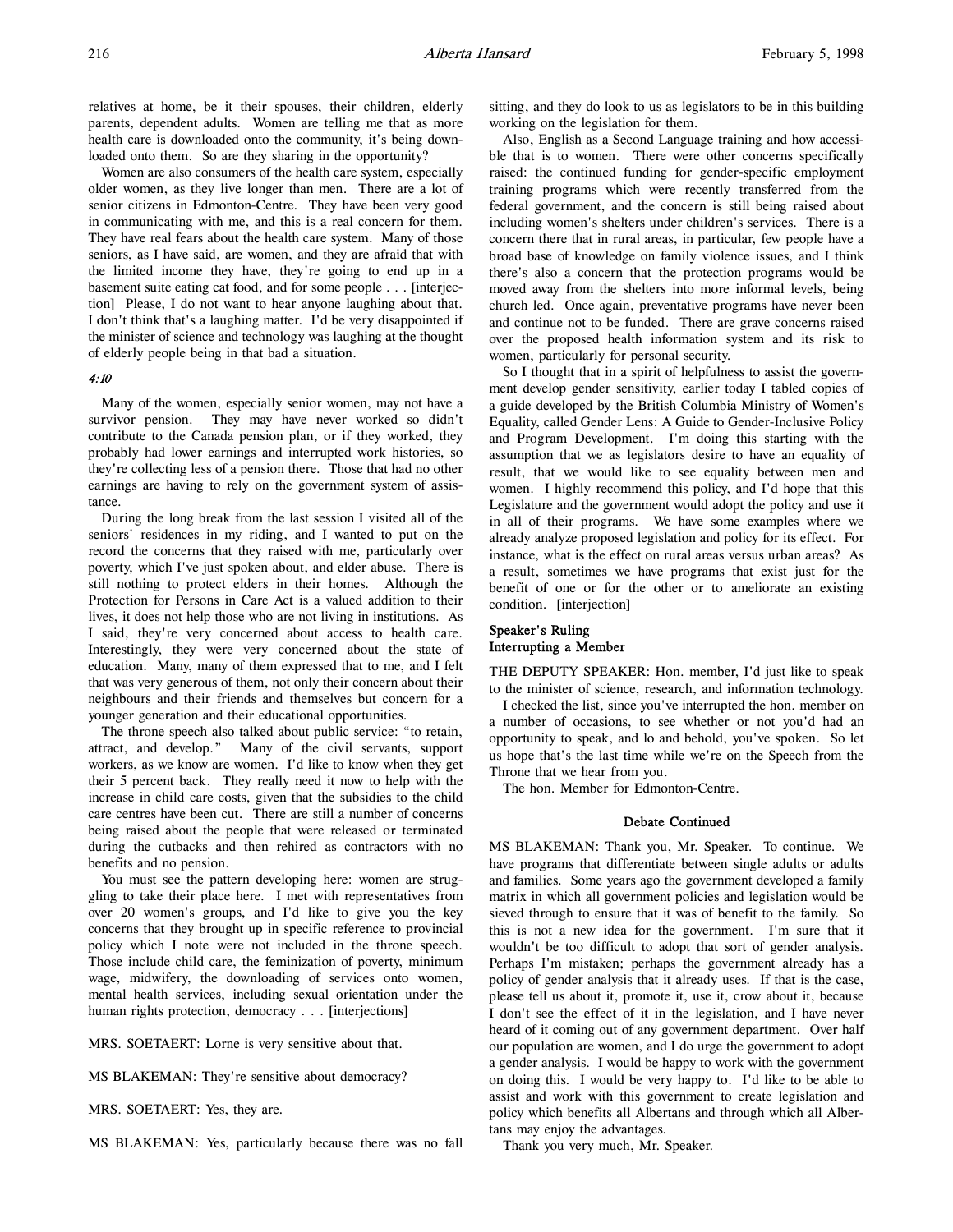relatives at home, be it their spouses, their children, elderly parents, dependent adults. Women are telling me that as more health care is downloaded onto the community, it's being downloaded onto them. So are they sharing in the opportunity?

Women are also consumers of the health care system, especially older women, as they live longer than men. There are a lot of senior citizens in Edmonton-Centre. They have been very good in communicating with me, and this is a real concern for them. They have real fears about the health care system. Many of those seniors, as I have said, are women, and they are afraid that with the limited income they have, they're going to end up in a basement suite eating cat food, and for some people . . . [interjection] Please, I do not want to hear anyone laughing about that. I don't think that's a laughing matter. I'd be very disappointed if the minister of science and technology was laughing at the thought of elderly people being in that bad a situation.

*4:10*

Many of the women, especially senior women, may not have a survivor pension. They may have never worked so didn't contribute to the Canada pension plan, or if they worked, they probably had lower earnings and interrupted work histories, so they're collecting less of a pension there. Those that had no other earnings are having to rely on the government system of assistance.

During the long break from the last session I visited all of the seniors' residences in my riding, and I wanted to put on the record the concerns that they raised with me, particularly over poverty, which I've just spoken about, and elder abuse. There is still nothing to protect elders in their homes. Although the Protection for Persons in Care Act is a valued addition to their lives, it does not help those who are not living in institutions. As I said, they're very concerned about access to health care. Interestingly, they were very concerned about the state of education. Many, many of them expressed that to me, and I felt that was very generous of them, not only their concern about their neighbours and their friends and themselves but concern for a younger generation and their educational opportunities.

The throne speech also talked about public service: "to retain, attract, and develop." Many of the civil servants, support workers, as we know are women. I'd like to know when they get their 5 percent back. They really need it now to help with the increase in child care costs, given that the subsidies to the child care centres have been cut. There are still a number of concerns being raised about the people that were released or terminated during the cutbacks and then rehired as contractors with no benefits and no pension.

You must see the pattern developing here: women are struggling to take their place here. I met with representatives from over 20 women's groups, and I'd like to give you the key concerns that they brought up in specific reference to provincial policy which I note were not included in the throne speech. Those include child care, the feminization of poverty, minimum wage, midwifery, the downloading of services onto women, mental health services, including sexual orientation under the human rights protection, democracy . . . [interjections]

MRS. SOETAERT: Lorne is very sensitive about that.

MS BLAKEMAN: They're sensitive about democracy?

MRS. SOETAERT: Yes, they are.

MS BLAKEMAN: Yes, particularly because there was no fall sitting, and they do look to us as legislators to be in this building working on the legislation for them.

Also, English as a Second Language training and how accessible that is to women. There were other concerns specifically raised: the continued funding for gender-specific employment training programs which were recently transferred from the federal government, and the concern is still being raised about including women's shelters under children's services. There is a concern that in rural areas, in particular, few people have a broad base of knowledge on family violence issues, and I think there's also a concern that the protection programs would be moved away from the shelters into more informal levels, being church led. Once again, preventative programs have never been and continue not to be funded. There are grave concerns raised over the proposed health information system and its risk to women, particularly for personal security.

So I thought that in a spirit of helpfulness to assist the government develop gender sensitivity, earlier today I tabled copies of a guide developed by the British Columbia Ministry of Women's Equality, called Gender Lens: A Guide to Gender-Inclusive Policy and Program Development. I'm doing this starting with the assumption that we as legislators desire to have an equality of result, that we would like to see equality between men and women. I highly recommend this policy, and I'd hope that this Legislature and the government would adopt the policy and use it in all of their programs. We have some examples where we already analyze proposed legislation and policy for its effect. For instance, what is the effect on rural areas versus urban areas? As a result, sometimes we have programs that exist just for the benefit of one or for the other or to ameliorate an existing condition. [interjection]

### Speaker's Ruling
### Interrupting a Member

THE DEPUTY SPEAKER: Hon. member, I'd just like to speak to the minister of science, research, and information technology.

I checked the list, since you've interrupted the hon. member on a number of occasions, to see whether or not you'd had an opportunity to speak, and lo and behold, you've spoken. So let us hope that's the last time while we're on the Speech from the Throne that we hear from you.

The hon. Member for Edmonton-Centre.

### Debate Continued

MS BLAKEMAN: Thank you, Mr. Speaker. To continue. We have programs that differentiate between single adults or adults and families. Some years ago the government developed a family matrix in which all government policies and legislation would be sieved through to ensure that it was of benefit to the family. So this is not a new idea for the government. I'm sure that it wouldn't be too difficult to adopt that sort of gender analysis. Perhaps I'm mistaken; perhaps the government already has a policy of gender analysis that it already uses. If that is the case, please tell us about it, promote it, use it, crow about it, because I don't see the effect of it in the legislation, and I have never heard of it coming out of any government department. Over half our population are women, and I do urge the government to adopt a gender analysis. I would be happy to work with the government on doing this. I would be very happy to. I'd like to be able to assist and work with this government to create legislation and policy which benefits all Albertans and through which all Albertans may enjoy the advantages.

Thank you very much, Mr. Speaker.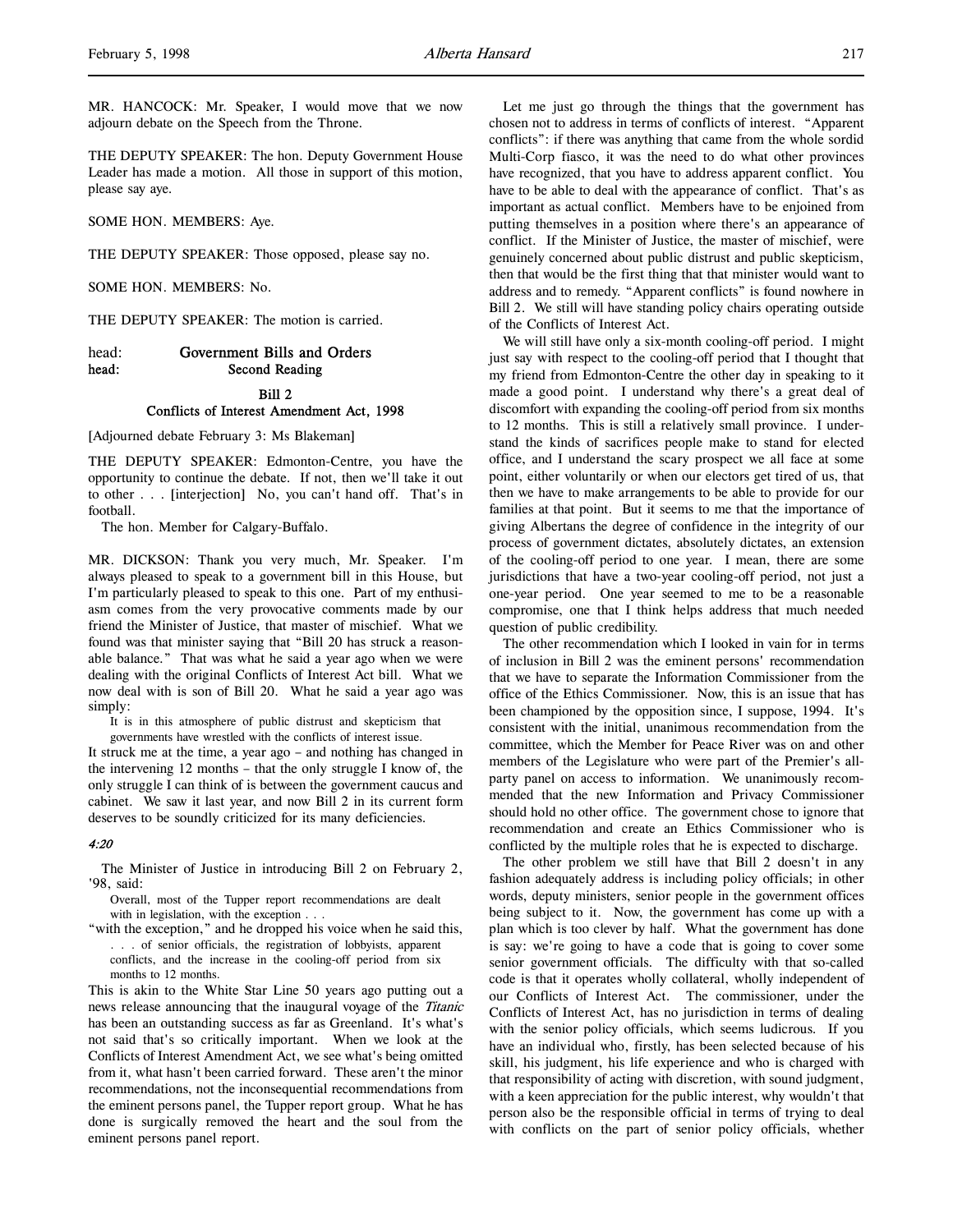MR. HANCOCK: Mr. Speaker, I would move that we now adjourn debate on the Speech from the Throne.

THE DEPUTY SPEAKER: The hon. Deputy Government House Leader has made a motion. All those in support of this motion, please say aye.

SOME HON. MEMBERS: Aye.

THE DEPUTY SPEAKER: Those opposed, please say no.

SOME HON. MEMBERS: No.

THE DEPUTY SPEAKER: The motion is carried.

head: **Government Bills and Orders**
head: **Second Reading**

## Bill 2
## Conflicts of Interest Amendment Act, 1998

[Adjourned debate February 3: Ms Blakeman]

THE DEPUTY SPEAKER: Edmonton-Centre, you have the opportunity to continue the debate. If not, then we'll take it out to other . . . [interjection] No, you can't hand off. That's in football.

The hon. Member for Calgary-Buffalo.

MR. DICKSON: Thank you very much, Mr. Speaker. I'm always pleased to speak to a government bill in this House, but I'm particularly pleased to speak to this one. Part of my enthusiasm comes from the very provocative comments made by our friend the Minister of Justice, that master of mischief. What we found was that minister saying that "Bill 20 has struck a reasonable balance." That was what he said a year ago when we were dealing with the original Conflicts of Interest Act bill. What we now deal with is son of Bill 20. What he said a year ago was simply:

> It is in this atmosphere of public distrust and skepticism that governments have wrestled with the conflicts of interest issue.

It struck me at the time, a year ago – and nothing has changed in the intervening 12 months – that the only struggle I know of, the only struggle I can think of is between the government caucus and cabinet. We saw it last year, and now Bill 2 in its current form deserves to be soundly criticized for its many deficiencies.

*4:20*

The Minister of Justice in introducing Bill 2 on February 2, '98, said:

> Overall, most of the Tupper report recommendations are dealt with in legislation, with the exception . . .

"with the exception," and he dropped his voice when he said this,

> . . . of senior officials, the registration of lobbyists, apparent conflicts, and the increase in the cooling-off period from six months to 12 months.

This is akin to the White Star Line 50 years ago putting out a news release announcing that the inaugural voyage of the *Titanic* has been an outstanding success as far as Greenland. It's what's not said that's so critically important. When we look at the Conflicts of Interest Amendment Act, we see what's being omitted from it, what hasn't been carried forward. These aren't the minor recommendations, not the inconsequential recommendations from the eminent persons panel, the Tupper report group. What he has done is surgically removed the heart and the soul from the eminent persons panel report.

Let me just go through the things that the government has chosen not to address in terms of conflicts of interest. "Apparent conflicts": if there was anything that came from the whole sordid Multi-Corp fiasco, it was the need to do what other provinces have recognized, that you have to address apparent conflict. You have to be able to deal with the appearance of conflict. That's as important as actual conflict. Members have to be enjoined from putting themselves in a position where there's an appearance of conflict. If the Minister of Justice, the master of mischief, were genuinely concerned about public distrust and public skepticism, then that would be the first thing that that minister would want to address and to remedy. "Apparent conflicts" is found nowhere in Bill 2. We still will have standing policy chairs operating outside of the Conflicts of Interest Act.

We will still have only a six-month cooling-off period. I might just say with respect to the cooling-off period that I thought that my friend from Edmonton-Centre the other day in speaking to it made a good point. I understand why there's a great deal of discomfort with expanding the cooling-off period from six months to 12 months. This is still a relatively small province. I understand the kinds of sacrifices people make to stand for elected office, and I understand the scary prospect we all face at some point, either voluntarily or when our electors get tired of us, that then we have to make arrangements to be able to provide for our families at that point. But it seems to me that the importance of giving Albertans the degree of confidence in the integrity of our process of government dictates, absolutely dictates, an extension of the cooling-off period to one year. I mean, there are some jurisdictions that have a two-year cooling-off period, not just a one-year period. One year seemed to me to be a reasonable compromise, one that I think helps address that much needed question of public credibility.

The other recommendation which I looked in vain for in terms of inclusion in Bill 2 was the eminent persons' recommendation that we have to separate the Information Commissioner from the office of the Ethics Commissioner. Now, this is an issue that has been championed by the opposition since, I suppose, 1994. It's consistent with the initial, unanimous recommendation from the committee, which the Member for Peace River was on and other members of the Legislature who were part of the Premier's all-party panel on access to information. We unanimously recommended that the new Information and Privacy Commissioner should hold no other office. The government chose to ignore that recommendation and create an Ethics Commissioner who is conflicted by the multiple roles that he is expected to discharge.

The other problem we still have that Bill 2 doesn't in any fashion adequately address is including policy officials; in other words, deputy ministers, senior people in the government offices being subject to it. Now, the government has come up with a plan which is too clever by half. What the government has done is say: we're going to have a code that is going to cover some senior government officials. The difficulty with that so-called code is that it operates wholly collateral, wholly independent of our Conflicts of Interest Act. The commissioner, under the Conflicts of Interest Act, has no jurisdiction in terms of dealing with the senior policy officials, which seems ludicrous. If you have an individual who, firstly, has been selected because of his skill, his judgment, his life experience and who is charged with that responsibility of acting with discretion, with sound judgment, with a keen appreciation for the public interest, why wouldn't that person also be the responsible official in terms of trying to deal with conflicts on the part of senior policy officials, whether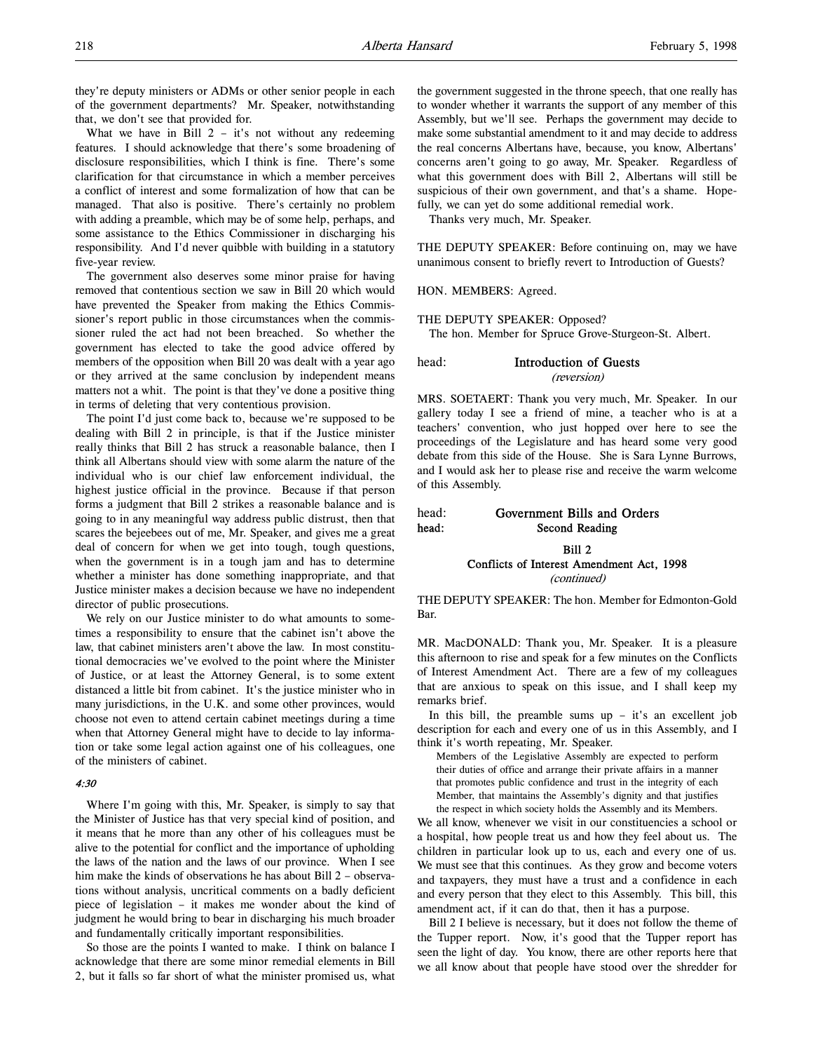they're deputy ministers or ADMs or other senior people in each of the government departments? Mr. Speaker, notwithstanding that, we don't see that provided for.

What we have in Bill 2 – it's not without any redeeming features. I should acknowledge that there's some broadening of disclosure responsibilities, which I think is fine. There's some clarification for that circumstance in which a member perceives a conflict of interest and some formalization of how that can be managed. That also is positive. There's certainly no problem with adding a preamble, which may be of some help, perhaps, and some assistance to the Ethics Commissioner in discharging his responsibility. And I'd never quibble with building in a statutory five-year review.

The government also deserves some minor praise for having removed that contentious section we saw in Bill 20 which would have prevented the Speaker from making the Ethics Commissioner's report public in those circumstances when the commissioner ruled the act had not been breached. So whether the government has elected to take the good advice offered by members of the opposition when Bill 20 was dealt with a year ago or they arrived at the same conclusion by independent means matters not a whit. The point is that they've done a positive thing in terms of deleting that very contentious provision.

The point I'd just come back to, because we're supposed to be dealing with Bill 2 in principle, is that if the Justice minister really thinks that Bill 2 has struck a reasonable balance, then I think all Albertans should view with some alarm the nature of the individual who is our chief law enforcement individual, the highest justice official in the province. Because if that person forms a judgment that Bill 2 strikes a reasonable balance and is going to in any meaningful way address public distrust, then that scares the bejeebees out of me, Mr. Speaker, and gives me a great deal of concern for when we get into tough, tough questions, when the government is in a tough jam and has to determine whether a minister has done something inappropriate, and that Justice minister makes a decision because we have no independent director of public prosecutions.

We rely on our Justice minister to do what amounts to sometimes a responsibility to ensure that the cabinet isn't above the law, that cabinet ministers aren't above the law. In most constitutional democracies we've evolved to the point where the Minister of Justice, or at least the Attorney General, is to some extent distanced a little bit from cabinet. It's the justice minister who in many jurisdictions, in the U.K. and some other provinces, would choose not even to attend certain cabinet meetings during a time when that Attorney General might have to decide to lay information or take some legal action against one of his colleagues, one of the ministers of cabinet.

*4:30*

Where I'm going with this, Mr. Speaker, is simply to say that the Minister of Justice has that very special kind of position, and it means that he more than any other of his colleagues must be alive to the potential for conflict and the importance of upholding the laws of the nation and the laws of our province. When I see him make the kinds of observations he has about Bill 2 – observations without analysis, uncritical comments on a badly deficient piece of legislation – it makes me wonder about the kind of judgment he would bring to bear in discharging his much broader and fundamentally critically important responsibilities.

So those are the points I wanted to make. I think on balance I acknowledge that there are some minor remedial elements in Bill 2, but it falls so far short of what the minister promised us, what the government suggested in the throne speech, that one really has to wonder whether it warrants the support of any member of this Assembly, but we'll see. Perhaps the government may decide to make some substantial amendment to it and may decide to address the real concerns Albertans have, because, you know, Albertans' concerns aren't going to go away, Mr. Speaker. Regardless of what this government does with Bill 2, Albertans will still be suspicious of their own government, and that's a shame. Hopefully, we can yet do some additional remedial work.

Thanks very much, Mr. Speaker.

THE DEPUTY SPEAKER: Before continuing on, may we have unanimous consent to briefly revert to Introduction of Guests?

HON. MEMBERS: Agreed.

THE DEPUTY SPEAKER: Opposed?

The hon. Member for Spruce Grove-Sturgeon-St. Albert.

head: **Introduction of Guests**
*(reversion)*

MRS. SOETAERT: Thank you very much, Mr. Speaker. In our gallery today I see a friend of mine, a teacher who is at a teachers' convention, who just hopped over here to see the proceedings of the Legislature and has heard some very good debate from this side of the House. She is Sara Lynne Burrows, and I would ask her to please rise and receive the warm welcome of this Assembly.

head: **Government Bills and Orders**
head: **Second Reading**

**Bill 2**
**Conflicts of Interest Amendment Act, 1998**
*(continued)*

THE DEPUTY SPEAKER: The hon. Member for Edmonton-Gold Bar.

MR. MacDONALD: Thank you, Mr. Speaker. It is a pleasure this afternoon to rise and speak for a few minutes on the Conflicts of Interest Amendment Act. There are a few of my colleagues that are anxious to speak on this issue, and I shall keep my remarks brief.

In this bill, the preamble sums up – it's an excellent job description for each and every one of us in this Assembly, and I think it's worth repeating, Mr. Speaker.

> Members of the Legislative Assembly are expected to perform their duties of office and arrange their private affairs in a manner that promotes public confidence and trust in the integrity of each Member, that maintains the Assembly's dignity and that justifies the respect in which society holds the Assembly and its Members.

We all know, whenever we visit in our constituencies a school or a hospital, how people treat us and how they feel about us. The children in particular look up to us, each and every one of us. We must see that this continues. As they grow and become voters and taxpayers, they must have a trust and a confidence in each and every person that they elect to this Assembly. This bill, this amendment act, if it can do that, then it has a purpose.

Bill 2 I believe is necessary, but it does not follow the theme of the Tupper report. Now, it's good that the Tupper report has seen the light of day. You know, there are other reports here that we all know about that people have stood over the shredder for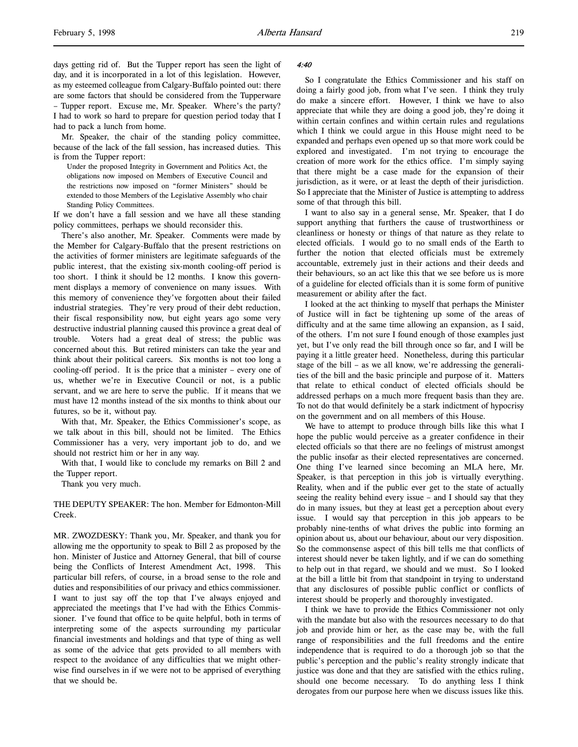days getting rid of. But the Tupper report has seen the light of day, and it is incorporated in a lot of this legislation. However, as my esteemed colleague from Calgary-Buffalo pointed out: there are some factors that should be considered from the Tupperware – Tupper report. Excuse me, Mr. Speaker. Where's the party? I had to work so hard to prepare for question period today that I had to pack a lunch from home.

Mr. Speaker, the chair of the standing policy committee, because of the lack of the fall session, has increased duties. This is from the Tupper report:

> Under the proposed Integrity in Government and Politics Act, the obligations now imposed on Members of Executive Council and the restrictions now imposed on "former Ministers" should be extended to those Members of the Legislative Assembly who chair Standing Policy Committees.

If we don't have a fall session and we have all these standing policy committees, perhaps we should reconsider this.

There's also another, Mr. Speaker. Comments were made by the Member for Calgary-Buffalo that the present restrictions on the activities of former ministers are legitimate safeguards of the public interest, that the existing six-month cooling-off period is too short. I think it should be 12 months. I know this government displays a memory of convenience on many issues. With this memory of convenience they've forgotten about their failed industrial strategies. They're very proud of their debt reduction, their fiscal responsibility now, but eight years ago some very destructive industrial planning caused this province a great deal of trouble. Voters had a great deal of stress; the public was concerned about this. But retired ministers can take the year and think about their political careers. Six months is not too long a cooling-off period. It is the price that a minister – every one of us, whether we're in Executive Council or not, is a public servant, and we are here to serve the public. If it means that we must have 12 months instead of the six months to think about our futures, so be it, without pay.

With that, Mr. Speaker, the Ethics Commissioner's scope, as we talk about in this bill, should not be limited. The Ethics Commissioner has a very, very important job to do, and we should not restrict him or her in any way.

With that, I would like to conclude my remarks on Bill 2 and the Tupper report.

Thank you very much.

THE DEPUTY SPEAKER: The hon. Member for Edmonton-Mill Creek.

MR. ZWOZDESKY: Thank you, Mr. Speaker, and thank you for allowing me the opportunity to speak to Bill 2 as proposed by the hon. Minister of Justice and Attorney General, that bill of course being the Conflicts of Interest Amendment Act, 1998. This particular bill refers, of course, in a broad sense to the role and duties and responsibilities of our privacy and ethics commissioner. I want to just say off the top that I've always enjoyed and appreciated the meetings that I've had with the Ethics Commissioner. I've found that office to be quite helpful, both in terms of interpreting some of the aspects surrounding my particular financial investments and holdings and that type of thing as well as some of the advice that gets provided to all members with respect to the avoidance of any difficulties that we might otherwise find ourselves in if we were not to be apprised of everything that we should be.

*4:40*

So I congratulate the Ethics Commissioner and his staff on doing a fairly good job, from what I've seen. I think they truly do make a sincere effort. However, I think we have to also appreciate that while they are doing a good job, they're doing it within certain confines and within certain rules and regulations which I think we could argue in this House might need to be expanded and perhaps even opened up so that more work could be explored and investigated. I'm not trying to encourage the creation of more work for the ethics office. I'm simply saying that there might be a case made for the expansion of their jurisdiction, as it were, or at least the depth of their jurisdiction. So I appreciate that the Minister of Justice is attempting to address some of that through this bill.

I want to also say in a general sense, Mr. Speaker, that I do support anything that furthers the cause of trustworthiness or cleanliness or honesty or things of that nature as they relate to elected officials. I would go to no small ends of the Earth to further the notion that elected officials must be extremely accountable, extremely just in their actions and their deeds and their behaviours, so an act like this that we see before us is more of a guideline for elected officials than it is some form of punitive measurement or ability after the fact.

I looked at the act thinking to myself that perhaps the Minister of Justice will in fact be tightening up some of the areas of difficulty and at the same time allowing an expansion, as I said, of the others. I'm not sure I found enough of those examples just yet, but I've only read the bill through once so far, and I will be paying it a little greater heed. Nonetheless, during this particular stage of the bill – as we all know, we're addressing the generalities of the bill and the basic principle and purpose of it. Matters that relate to ethical conduct of elected officials should be addressed perhaps on a much more frequent basis than they are. To not do that would definitely be a stark indictment of hypocrisy on the government and on all members of this House.

We have to attempt to produce through bills like this what I hope the public would perceive as a greater confidence in their elected officials so that there are no feelings of mistrust amongst the public insofar as their elected representatives are concerned. One thing I've learned since becoming an MLA here, Mr. Speaker, is that perception in this job is virtually everything. Reality, when and if the public ever get to the state of actually seeing the reality behind every issue – and I should say that they do in many issues, but they at least get a perception about every issue. I would say that perception in this job appears to be probably nine-tenths of what drives the public into forming an opinion about us, about our behaviour, about our very disposition. So the commonsense aspect of this bill tells me that conflicts of interest should never be taken lightly, and if we can do something to help out in that regard, we should and we must. So I looked at the bill a little bit from that standpoint in trying to understand that any disclosures of possible public conflict or conflicts of interest should be properly and thoroughly investigated.

I think we have to provide the Ethics Commissioner not only with the mandate but also with the resources necessary to do that job and provide him or her, as the case may be, with the full range of responsibilities and the full freedoms and the entire independence that is required to do a thorough job so that the public's perception and the public's reality strongly indicate that justice was done and that they are satisfied with the ethics ruling, should one become necessary. To do anything less I think derogates from our purpose here when we discuss issues like this.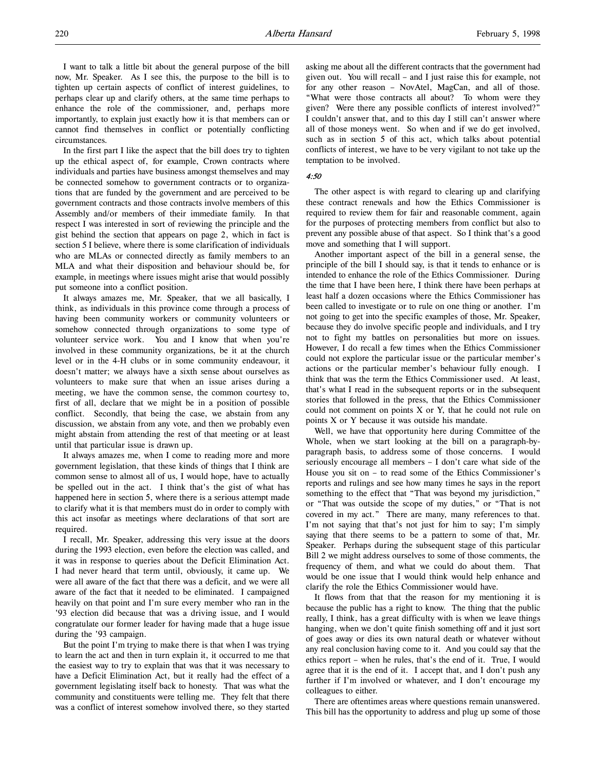I want to talk a little bit about the general purpose of the bill now, Mr. Speaker. As I see this, the purpose to the bill is to tighten up certain aspects of conflict of interest guidelines, to perhaps clear up and clarify others, at the same time perhaps to enhance the role of the commissioner, and, perhaps more importantly, to explain just exactly how it is that members can or cannot find themselves in conflict or potentially conflicting circumstances.

In the first part I like the aspect that the bill does try to tighten up the ethical aspect of, for example, Crown contracts where individuals and parties have business amongst themselves and may be connected somehow to government contracts or to organizations that are funded by the government and are perceived to be government contracts and those contracts involve members of this Assembly and/or members of their immediate family. In that respect I was interested in sort of reviewing the principle and the gist behind the section that appears on page 2, which in fact is section 5 I believe, where there is some clarification of individuals who are MLAs or connected directly as family members to an MLA and what their disposition and behaviour should be, for example, in meetings where issues might arise that would possibly put someone into a conflict position.

It always amazes me, Mr. Speaker, that we all basically, I think, as individuals in this province come through a process of having been community workers or community volunteers or somehow connected through organizations to some type of volunteer service work. You and I know that when you're involved in these community organizations, be it at the church level or in the 4-H clubs or in some community endeavour, it doesn't matter; we always have a sixth sense about ourselves as volunteers to make sure that when an issue arises during a meeting, we have the common sense, the common courtesy to, first of all, declare that we might be in a position of possible conflict. Secondly, that being the case, we abstain from any discussion, we abstain from any vote, and then we probably even might abstain from attending the rest of that meeting or at least until that particular issue is drawn up.

It always amazes me, when I come to reading more and more government legislation, that these kinds of things that I think are common sense to almost all of us, I would hope, have to actually be spelled out in the act. I think that's the gist of what has happened here in section 5, where there is a serious attempt made to clarify what it is that members must do in order to comply with this act insofar as meetings where declarations of that sort are required.

I recall, Mr. Speaker, addressing this very issue at the doors during the 1993 election, even before the election was called, and it was in response to queries about the Deficit Elimination Act. I had never heard that term until, obviously, it came up. We were all aware of the fact that there was a deficit, and we were all aware of the fact that it needed to be eliminated. I campaigned heavily on that point and I'm sure every member who ran in the '93 election did because that was a driving issue, and I would congratulate our former leader for having made that a huge issue during the '93 campaign.

But the point I'm trying to make there is that when I was trying to learn the act and then in turn explain it, it occurred to me that the easiest way to try to explain that was that it was necessary to have a Deficit Elimination Act, but it really had the effect of a government legislating itself back to honesty. That was what the community and constituents were telling me. They felt that there was a conflict of interest somehow involved there, so they started asking me about all the different contracts that the government had given out. You will recall – and I just raise this for example, not for any other reason – NovAtel, MagCan, and all of those. "What were those contracts all about? To whom were they given? Were there any possible conflicts of interest involved?" I couldn't answer that, and to this day I still can't answer where all of those moneys went. So when and if we do get involved, such as in section 5 of this act, which talks about potential conflicts of interest, we have to be very vigilant to not take up the temptation to be involved.

*4:50*

The other aspect is with regard to clearing up and clarifying these contract renewals and how the Ethics Commissioner is required to review them for fair and reasonable comment, again for the purposes of protecting members from conflict but also to prevent any possible abuse of that aspect. So I think that's a good move and something that I will support.

Another important aspect of the bill in a general sense, the principle of the bill I should say, is that it tends to enhance or is intended to enhance the role of the Ethics Commissioner. During the time that I have been here, I think there have been perhaps at least half a dozen occasions where the Ethics Commissioner has been called to investigate or to rule on one thing or another. I'm not going to get into the specific examples of those, Mr. Speaker, because they do involve specific people and individuals, and I try not to fight my battles on personalities but more on issues. However, I do recall a few times when the Ethics Commissioner could not explore the particular issue or the particular member's actions or the particular member's behaviour fully enough. I think that was the term the Ethics Commissioner used. At least, that's what I read in the subsequent reports or in the subsequent stories that followed in the press, that the Ethics Commissioner could not comment on points X or Y, that he could not rule on points X or Y because it was outside his mandate.

Well, we have that opportunity here during Committee of the Whole, when we start looking at the bill on a paragraph-by-paragraph basis, to address some of those concerns. I would seriously encourage all members – I don't care what side of the House you sit on – to read some of the Ethics Commissioner's reports and rulings and see how many times he says in the report something to the effect that "That was beyond my jurisdiction," or "That was outside the scope of my duties," or "That is not covered in my act." There are many, many references to that. I'm not saying that that's not just for him to say; I'm simply saying that there seems to be a pattern to some of that, Mr. Speaker. Perhaps during the subsequent stage of this particular Bill 2 we might address ourselves to some of those comments, the frequency of them, and what we could do about them. That would be one issue that I would think would help enhance and clarify the role the Ethics Commissioner would have.

It flows from that that the reason for my mentioning it is because the public has a right to know. The thing that the public really, I think, has a great difficulty with is when we leave things hanging, when we don't quite finish something off and it just sort of goes away or dies its own natural death or whatever without any real conclusion having come to it. And you could say that the ethics report – when he rules, that's the end of it. True, I would agree that it is the end of it. I accept that, and I don't push any further if I'm involved or whatever, and I don't encourage my colleagues to either.

There are oftentimes areas where questions remain unanswered. This bill has the opportunity to address and plug up some of those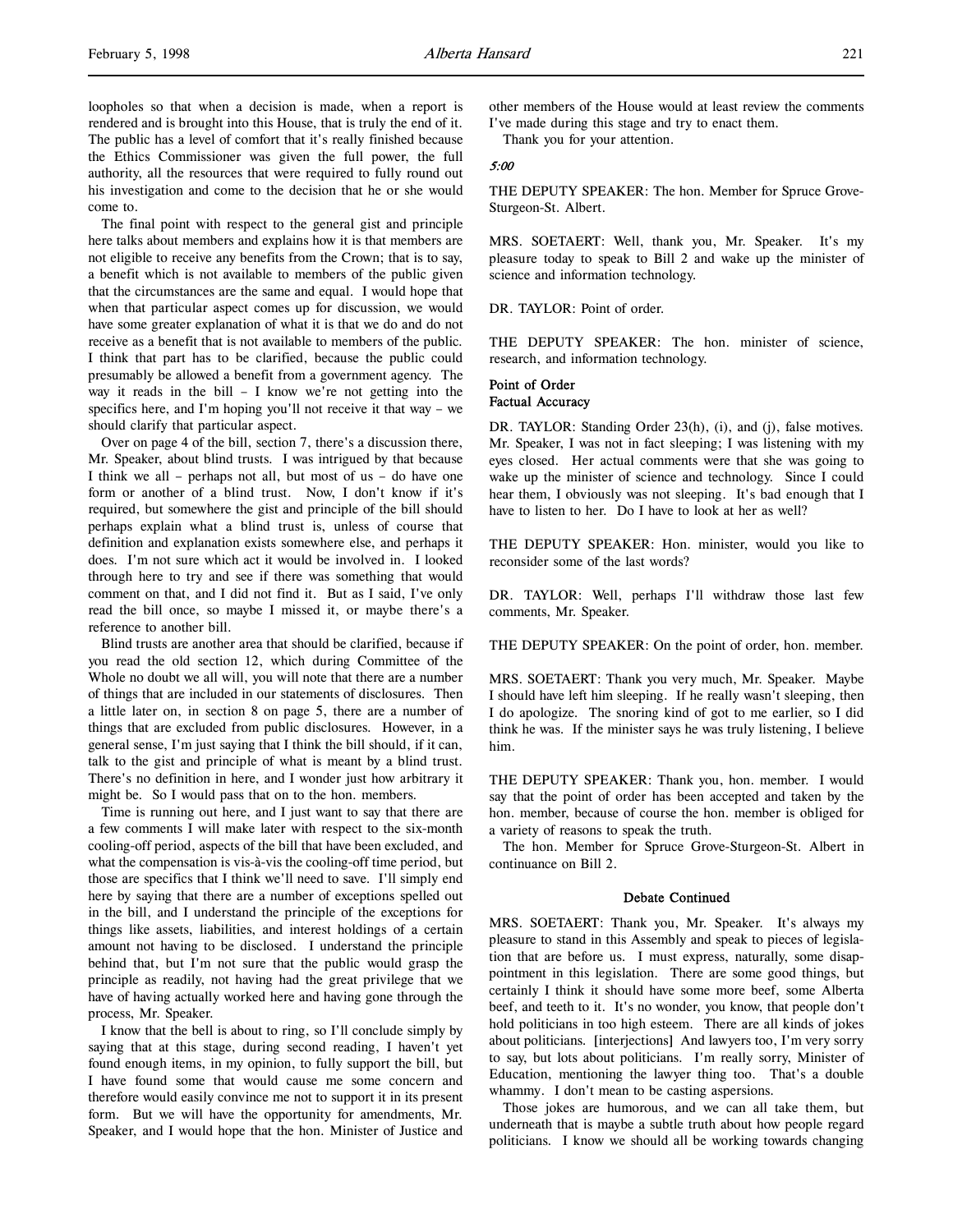loopholes so that when a decision is made, when a report is rendered and is brought into this House, that is truly the end of it. The public has a level of comfort that it's really finished because the Ethics Commissioner was given the full power, the full authority, all the resources that were required to fully round out his investigation and come to the decision that he or she would come to.

The final point with respect to the general gist and principle here talks about members and explains how it is that members are not eligible to receive any benefits from the Crown; that is to say, a benefit which is not available to members of the public given that the circumstances are the same and equal. I would hope that when that particular aspect comes up for discussion, we would have some greater explanation of what it is that we do and do not receive as a benefit that is not available to members of the public. I think that part has to be clarified, because the public could presumably be allowed a benefit from a government agency. The way it reads in the bill – I know we're not getting into the specifics here, and I'm hoping you'll not receive it that way – we should clarify that particular aspect.

Over on page 4 of the bill, section 7, there's a discussion there, Mr. Speaker, about blind trusts. I was intrigued by that because I think we all – perhaps not all, but most of us – do have one form or another of a blind trust. Now, I don't know if it's required, but somewhere the gist and principle of the bill should perhaps explain what a blind trust is, unless of course that definition and explanation exists somewhere else, and perhaps it does. I'm not sure which act it would be involved in. I looked through here to try and see if there was something that would comment on that, and I did not find it. But as I said, I've only read the bill once, so maybe I missed it, or maybe there's a reference to another bill.

Blind trusts are another area that should be clarified, because if you read the old section 12, which during Committee of the Whole no doubt we all will, you will note that there are a number of things that are included in our statements of disclosures. Then a little later on, in section 8 on page 5, there are a number of things that are excluded from public disclosures. However, in a general sense, I'm just saying that I think the bill should, if it can, talk to the gist and principle of what is meant by a blind trust. There's no definition in here, and I wonder just how arbitrary it might be. So I would pass that on to the hon. members.

Time is running out here, and I just want to say that there are a few comments I will make later with respect to the six-month cooling-off period, aspects of the bill that have been excluded, and what the compensation is vis-à-vis the cooling-off time period, but those are specifics that I think we'll need to save. I'll simply end here by saying that there are a number of exceptions spelled out in the bill, and I understand the principle of the exceptions for things like assets, liabilities, and interest holdings of a certain amount not having to be disclosed. I understand the principle behind that, but I'm not sure that the public would grasp the principle as readily, not having had the great privilege that we have of having actually worked here and having gone through the process, Mr. Speaker.

I know that the bell is about to ring, so I'll conclude simply by saying that at this stage, during second reading, I haven't yet found enough items, in my opinion, to fully support the bill, but I have found some that would cause me some concern and therefore would easily convince me not to support it in its present form. But we will have the opportunity for amendments, Mr. Speaker, and I would hope that the hon. Minister of Justice and other members of the House would at least review the comments I've made during this stage and try to enact them.

Thank you for your attention.

*5:00*

THE DEPUTY SPEAKER: The hon. Member for Spruce Grove-Sturgeon-St. Albert.

MRS. SOETAERT: Well, thank you, Mr. Speaker. It's my pleasure today to speak to Bill 2 and wake up the minister of science and information technology.

DR. TAYLOR: Point of order.

THE DEPUTY SPEAKER: The hon. minister of science, research, and information technology.

**Point of Order**
**Factual Accuracy**

DR. TAYLOR: Standing Order 23(h), (i), and (j), false motives. Mr. Speaker, I was not in fact sleeping; I was listening with my eyes closed. Her actual comments were that she was going to wake up the minister of science and technology. Since I could hear them, I obviously was not sleeping. It's bad enough that I have to listen to her. Do I have to look at her as well?

THE DEPUTY SPEAKER: Hon. minister, would you like to reconsider some of the last words?

DR. TAYLOR: Well, perhaps I'll withdraw those last few comments, Mr. Speaker.

THE DEPUTY SPEAKER: On the point of order, hon. member.

MRS. SOETAERT: Thank you very much, Mr. Speaker. Maybe I should have left him sleeping. If he really wasn't sleeping, then I do apologize. The snoring kind of got to me earlier, so I did think he was. If the minister says he was truly listening, I believe him.

THE DEPUTY SPEAKER: Thank you, hon. member. I would say that the point of order has been accepted and taken by the hon. member, because of course the hon. member is obliged for a variety of reasons to speak the truth.

The hon. Member for Spruce Grove-Sturgeon-St. Albert in continuance on Bill 2.

**Debate Continued**

MRS. SOETAERT: Thank you, Mr. Speaker. It's always my pleasure to stand in this Assembly and speak to pieces of legislation that are before us. I must express, naturally, some disappointment in this legislation. There are some good things, but certainly I think it should have some more beef, some Alberta beef, and teeth to it. It's no wonder, you know, that people don't hold politicians in too high esteem. There are all kinds of jokes about politicians. [interjections] And lawyers too, I'm very sorry to say, but lots about politicians. I'm really sorry, Minister of Education, mentioning the lawyer thing too. That's a double whammy. I don't mean to be casting aspersions.

Those jokes are humorous, and we can all take them, but underneath that is maybe a subtle truth about how people regard politicians. I know we should all be working towards changing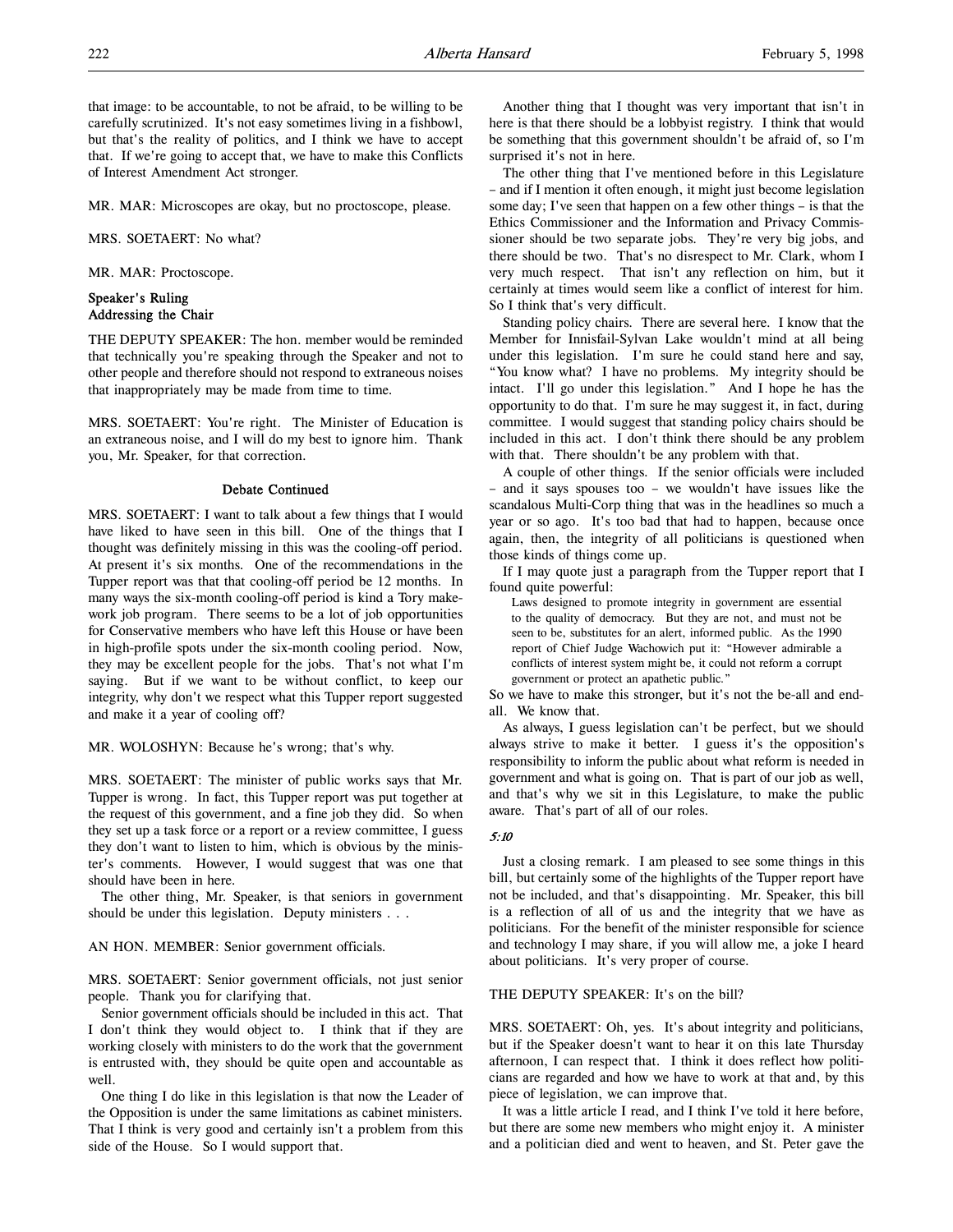that image: to be accountable, to not be afraid, to be willing to be carefully scrutinized. It's not easy sometimes living in a fishbowl, but that's the reality of politics, and I think we have to accept that. If we're going to accept that, we have to make this Conflicts of Interest Amendment Act stronger.

MR. MAR: Microscopes are okay, but no proctoscope, please.

MRS. SOETAERT: No what?

MR. MAR: Proctoscope.

### Speaker's Ruling
### Addressing the Chair

THE DEPUTY SPEAKER: The hon. member would be reminded that technically you're speaking through the Speaker and not to other people and therefore should not respond to extraneous noises that inappropriately may be made from time to time.

MRS. SOETAERT: You're right. The Minister of Education is an extraneous noise, and I will do my best to ignore him. Thank you, Mr. Speaker, for that correction.

### Debate Continued

MRS. SOETAERT: I want to talk about a few things that I would have liked to have seen in this bill. One of the things that I thought was definitely missing in this was the cooling-off period. At present it's six months. One of the recommendations in the Tupper report was that that cooling-off period be 12 months. In many ways the six-month cooling-off period is kind a Tory make-work job program. There seems to be a lot of job opportunities for Conservative members who have left this House or have been in high-profile spots under the six-month cooling period. Now, they may be excellent people for the jobs. That's not what I'm saying. But if we want to be without conflict, to keep our integrity, why don't we respect what this Tupper report suggested and make it a year of cooling off?

MR. WOLOSHYN: Because he's wrong; that's why.

MRS. SOETAERT: The minister of public works says that Mr. Tupper is wrong. In fact, this Tupper report was put together at the request of this government, and a fine job they did. So when they set up a task force or a report or a review committee, I guess they don't want to listen to him, which is obvious by the minister's comments. However, I would suggest that was one that should have been in here.

The other thing, Mr. Speaker, is that seniors in government should be under this legislation. Deputy ministers . . .

AN HON. MEMBER: Senior government officials.

MRS. SOETAERT: Senior government officials, not just senior people. Thank you for clarifying that.

Senior government officials should be included in this act. That I don't think they would object to. I think that if they are working closely with ministers to do the work that the government is entrusted with, they should be quite open and accountable as well.

One thing I do like in this legislation is that now the Leader of the Opposition is under the same limitations as cabinet ministers. That I think is very good and certainly isn't a problem from this side of the House. So I would support that.

Another thing that I thought was very important that isn't in here is that there should be a lobbyist registry. I think that would be something that this government shouldn't be afraid of, so I'm surprised it's not in here.

The other thing that I've mentioned before in this Legislature – and if I mention it often enough, it might just become legislation some day; I've seen that happen on a few other things – is that the Ethics Commissioner and the Information and Privacy Commissioner should be two separate jobs. They're very big jobs, and there should be two. That's no disrespect to Mr. Clark, whom I very much respect. That isn't any reflection on him, but it certainly at times would seem like a conflict of interest for him. So I think that's very difficult.

Standing policy chairs. There are several here. I know that the Member for Innisfail-Sylvan Lake wouldn't mind at all being under this legislation. I'm sure he could stand here and say, "You know what? I have no problems. My integrity should be intact. I'll go under this legislation." And I hope he has the opportunity to do that. I'm sure he may suggest it, in fact, during committee. I would suggest that standing policy chairs should be included in this act. I don't think there should be any problem with that. There shouldn't be any problem with that.

A couple of other things. If the senior officials were included – and it says spouses too – we wouldn't have issues like the scandalous Multi-Corp thing that was in the headlines so much a year or so ago. It's too bad that had to happen, because once again, then, the integrity of all politicians is questioned when those kinds of things come up.

If I may quote just a paragraph from the Tupper report that I found quite powerful:

> Laws designed to promote integrity in government are essential to the quality of democracy. But they are not, and must not be seen to be, substitutes for an alert, informed public. As the 1990 report of Chief Judge Wachowich put it: "However admirable a conflicts of interest system might be, it could not reform a corrupt government or protect an apathetic public."

So we have to make this stronger, but it's not the be-all and end-all. We know that.

As always, I guess legislation can't be perfect, but we should always strive to make it better. I guess it's the opposition's responsibility to inform the public about what reform is needed in government and what is going on. That is part of our job as well, and that's why we sit in this Legislature, to make the public aware. That's part of all of our roles.

*5:10*

Just a closing remark. I am pleased to see some things in this bill, but certainly some of the highlights of the Tupper report have not be included, and that's disappointing. Mr. Speaker, this bill is a reflection of all of us and the integrity that we have as politicians. For the benefit of the minister responsible for science and technology I may share, if you will allow me, a joke I heard about politicians. It's very proper of course.

THE DEPUTY SPEAKER: It's on the bill?

MRS. SOETAERT: Oh, yes. It's about integrity and politicians, but if the Speaker doesn't want to hear it on this late Thursday afternoon, I can respect that. I think it does reflect how politicians are regarded and how we have to work at that and, by this piece of legislation, we can improve that.

It was a little article I read, and I think I've told it here before, but there are some new members who might enjoy it. A minister and a politician died and went to heaven, and St. Peter gave the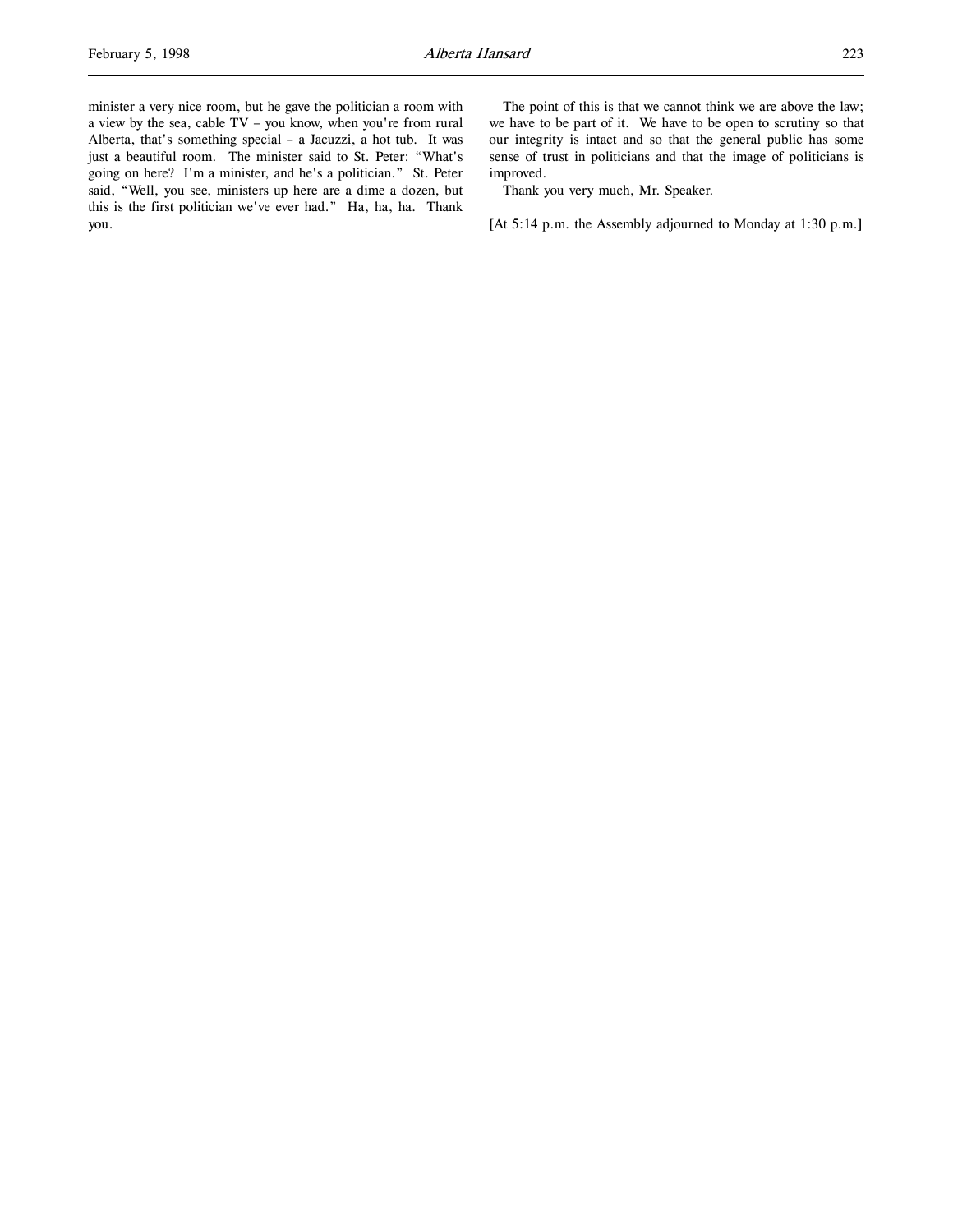minister a very nice room, but he gave the politician a room with a view by the sea, cable TV – you know, when you're from rural Alberta, that's something special – a Jacuzzi, a hot tub. It was just a beautiful room. The minister said to St. Peter: "What's going on here? I'm a minister, and he's a politician." St. Peter said, "Well, you see, ministers up here are a dime a dozen, but this is the first politician we've ever had." Ha, ha, ha. Thank you.

The point of this is that we cannot think we are above the law; we have to be part of it. We have to be open to scrutiny so that our integrity is intact and so that the general public has some sense of trust in politicians and that the image of politicians is improved.

Thank you very much, Mr. Speaker.

[At 5:14 p.m. the Assembly adjourned to Monday at 1:30 p.m.]